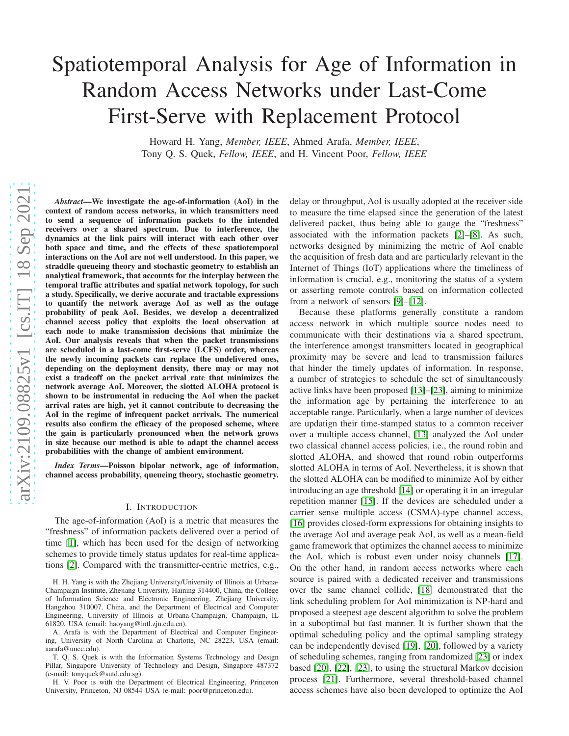# Spatiotemporal Analysis for Age of Information in Random Access Networks under Last-Come First-Serve with Replacement Protocol

Howard H. Yang, *Member, IEEE*, Ahmed Arafa, *Member, IEEE*, Tony Q. S. Quek, *Fellow, IEEE*, and H. Vincent Poor, *Fellow, IEEE*

***Abstract*—We investigate the age-of-information (AoI) in the context of random access networks, in which transmitters need to send a sequence of information packets to the intended receivers over a shared spectrum. Due to interference, the dynamics at the link pairs will interact with each other over both space and time, and the effects of these spatiotemporal interactions on the AoI are not well understood. In this paper, we straddle queueing theory and stochastic geometry to establish an analytical framework, that accounts for the interplay between the temporal traffic attributes and spatial network topology, for such a study. Specifically, we derive accurate and tractable expressions to quantify the network average AoI as well as the outage probability of peak AoI. Besides, we develop a decentralized channel access policy that exploits the local observation at each node to make transmission decisions that minimize the AoI. Our analysis reveals that when the packet transmissions are scheduled in a last-come first-serve (LCFS) order, whereas the newly incoming packets can replace the undelivered ones, depending on the deployment density, there may or may not exist a tradeoff on the packet arrival rate that minimizes the network average AoI. Moreover, the slotted ALOHA protocol is shown to be instrumental in reducing the AoI when the packet arrival rates are high, yet it cannot contribute to decreasing the AoI in the regime of infrequent packet arrivals. The numerical results also confirm the efficacy of the proposed scheme, where the gain is particularly pronounced when the network grows in size because our method is able to adapt the channel access probabilities with the change of ambient environment.**

***Index Terms*—Poisson bipolar network, age of information, channel access probability, queueing theory, stochastic geometry.**

## I. Introduction

The age-of-information (AoI) is a metric that measures the "freshness" of information packets delivered over a period of time [1], which has been used for the design of networking schemes to provide timely status updates for real-time applications [2]. Compared with the transmitter-centric metrics, e.g., delay or throughput, AoI is usually adopted at the receiver side to measure the time elapsed since the generation of the latest delivered packet, thus being able to gauge the "freshness" associated with the information packets [2]–[8]. As such, networks designed by minimizing the metric of AoI enable the acquisition of fresh data and are particularly relevant in the Internet of Things (IoT) applications where the timeliness of information is crucial, e.g., monitoring the status of a system or asserting remote controls based on information collected from a network of sensors [9]–[12].

Because these platforms generally constitute a random access network in which multiple source nodes need to communicate with their destinations via a shared spectrum, the interference amongst transmitters located in geographical proximity may be severe and lead to transmission failures that hinder the timely updates of information. In response, a number of strategies to schedule the set of simultaneously active links have been proposed [13]–[23], aiming to minimize the information age by pertaining the interference to an acceptable range. Particularly, when a large number of devices are updatign their time-stamped status to a common receiver over a multiple access channel, [13] analyzed the AoI under two classical channel access policies, i.e., the round robin and slotted ALOHA, and showed that round robin outperforms slotted ALOHA in terms of AoI. Nevertheless, it is shown that the slotted ALOHA can be modified to minimize AoI by either introducing an age threshold [14] or operating it in an irregular repetition manner [15]. If the devices are scheduled under a carrier sense multiple access (CSMA)-type channel access, [16] provides closed-form expressions for obtaining insights to the average AoI and average peak AoI, as well as a mean-field game framework that optimizes the channel access to minimize the AoI, which is robust even under noisy channels [17]. On the other hand, in random access networks where each source is paired with a dedicated receiver and transmissions over the same channel collide, [18] demonstrated that the link scheduling problem for AoI minimization is NP-hard and proposed a steepest age descent algorithm to solve the problem in a suboptimal but fast manner. It is further shown that the optimal scheduling policy and the optimal sampling strategy can be independently devised [19], [20], followed by a variety of scheduling schemes, ranging from randomized [23] or index based [20], [22], [23], to using the structural Markov decision process [21]. Furthermore, several threshold-based channel access schemes have also been developed to optimize the AoI

H. H. Yang is with the Zhejiang University/University of Illinois at Urbana-Champaign Institute, Zhejiang University, Haining 314400, China, the College of Information Science and Electronic Engineering, Zhejiang University, Hangzhou 310007, China, and the Department of Electrical and Computer Engineering, University of Illinois at Urbana-Champaign, Champaign, IL 61820, USA (email: haoyang@intl.zju.edu.cn).

A. Arafa is with the Department of Electrical and Computer Engineering, University of North Carolina at Charlotte, NC 28223, USA (email: aarafa@uncc.edu).

T. Q. S. Quek is with the Information Systems Technology and Design Pillar, Singapore University of Technology and Design, Singapore 487372 (e-mail: tonyquek@sutd.edu.sg).

H. V. Poor is with the Department of Electrical Engineering, Princeton University, Princeton, NJ 08544 USA (e-mail: poor@princeton.edu).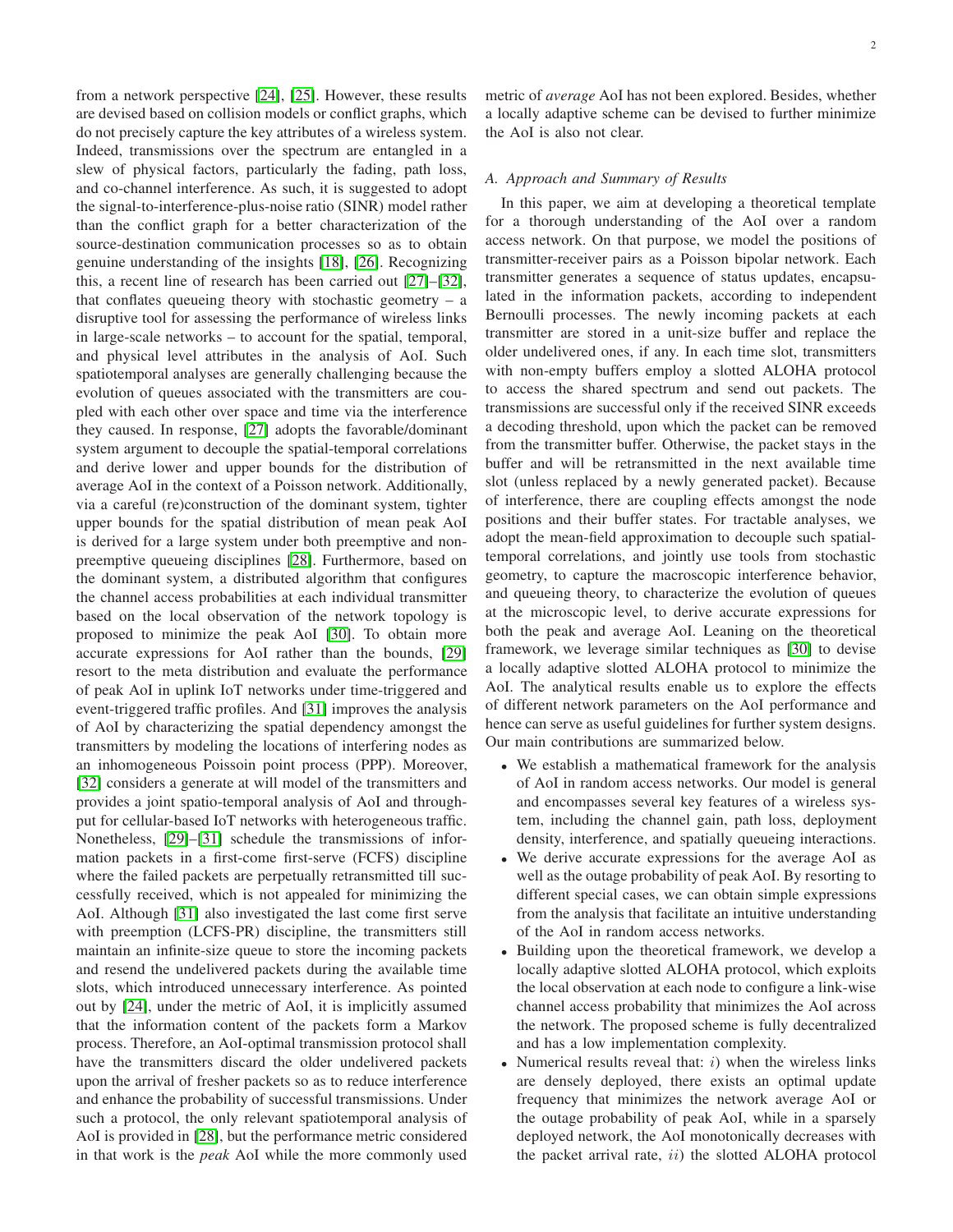from a network perspective [24], [25]. However, these results are devised based on collision models or conflict graphs, which do not precisely capture the key attributes of a wireless system. Indeed, transmissions over the spectrum are entangled in a slew of physical factors, particularly the fading, path loss, and co-channel interference. As such, it is suggested to adopt the signal-to-interference-plus-noise ratio (SINR) model rather than the conflict graph for a better characterization of the source-destination communication processes so as to obtain genuine understanding of the insights [18], [26]. Recognizing this, a recent line of research has been carried out [27]–[32], that conflates queueing theory with stochastic geometry – a disruptive tool for assessing the performance of wireless links in large-scale networks – to account for the spatial, temporal, and physical level attributes in the analysis of AoI. Such spatiotemporal analyses are generally challenging because the evolution of queues associated with the transmitters are coupled with each other over space and time via the interference they caused. In response, [27] adopts the favorable/dominant system argument to decouple the spatial-temporal correlations and derive lower and upper bounds for the distribution of average AoI in the context of a Poisson network. Additionally, via a careful (re)construction of the dominant system, tighter upper bounds for the spatial distribution of mean peak AoI is derived for a large system under both preemptive and non-preemptive queueing disciplines [28]. Furthermore, based on the dominant system, a distributed algorithm that configures the channel access probabilities at each individual transmitter based on the local observation of the network topology is proposed to minimize the peak AoI [30]. To obtain more accurate expressions for AoI rather than the bounds, [29] resort to the meta distribution and evaluate the performance of peak AoI in uplink IoT networks under time-triggered and event-triggered traffic profiles. And [31] improves the analysis of AoI by characterizing the spatial dependency amongst the transmitters by modeling the locations of interfering nodes as an inhomogeneous Poissoin point process (PPP). Moreover, [32] considers a generate at will model of the transmitters and provides a joint spatio-temporal analysis of AoI and throughput for cellular-based IoT networks with heterogeneous traffic. Nonetheless, [29]–[31] schedule the transmissions of information packets in a first-come first-serve (FCFS) discipline where the failed packets are perpetually retransmitted till successfully received, which is not appealed for minimizing the AoI. Although [31] also investigated the last come first serve with preemption (LCFS-PR) discipline, the transmitters still maintain an infinite-size queue to store the incoming packets and resend the undelivered packets during the available time slots, which introduced unnecessary interference. As pointed out by [24], under the metric of AoI, it is implicitly assumed that the information content of the packets form a Markov process. Therefore, an AoI-optimal transmission protocol shall have the transmitters discard the older undelivered packets upon the arrival of fresher packets so as to reduce interference and enhance the probability of successful transmissions. Under such a protocol, the only relevant spatiotemporal analysis of AoI is provided in [28], but the performance metric considered in that work is the *peak* AoI while the more commonly used metric of *average* AoI has not been explored. Besides, whether a locally adaptive scheme can be devised to further minimize the AoI is also not clear.

### A. Approach and Summary of Results

In this paper, we aim at developing a theoretical template for a thorough understanding of the AoI over a random access network. On that purpose, we model the positions of transmitter-receiver pairs as a Poisson bipolar network. Each transmitter generates a sequence of status updates, encapsulated in the information packets, according to independent Bernoulli processes. The newly incoming packets at each transmitter are stored in a unit-size buffer and replace the older undelivered ones, if any. In each time slot, transmitters with non-empty buffers employ a slotted ALOHA protocol to access the shared spectrum and send out packets. The transmissions are successful only if the received SINR exceeds a decoding threshold, upon which the packet can be removed from the transmitter buffer. Otherwise, the packet stays in the buffer and will be retransmitted in the next available time slot (unless replaced by a newly generated packet). Because of interference, there are coupling effects amongst the node positions and their buffer states. For tractable analyses, we adopt the mean-field approximation to decouple such spatial-temporal correlations, and jointly use tools from stochastic geometry, to capture the macroscopic interference behavior, and queueing theory, to characterize the evolution of queues at the microscopic level, to derive accurate expressions for both the peak and average AoI. Leaning on the theoretical framework, we leverage similar techniques as [30] to devise a locally adaptive slotted ALOHA protocol to minimize the AoI. The analytical results enable us to explore the effects of different network parameters on the AoI performance and hence can serve as useful guidelines for further system designs. Our main contributions are summarized below.

- We establish a mathematical framework for the analysis of AoI in random access networks. Our model is general and encompasses several key features of a wireless system, including the channel gain, path loss, deployment density, interference, and spatially queueing interactions.
- We derive accurate expressions for the average AoI as well as the outage probability of peak AoI. By resorting to different special cases, we can obtain simple expressions from the analysis that facilitate an intuitive understanding of the AoI in random access networks.
- Building upon the theoretical framework, we develop a locally adaptive slotted ALOHA protocol, which exploits the local observation at each node to configure a link-wise channel access probability that minimizes the AoI across the network. The proposed scheme is fully decentralized and has a low implementation complexity.
- Numerical results reveal that: $i$) when the wireless links are densely deployed, there exists an optimal update frequency that minimizes the network average AoI or the outage probability of peak AoI, while in a sparsely deployed network, the AoI monotonically decreases with the packet arrival rate, $ii$) the slotted ALOHA protocol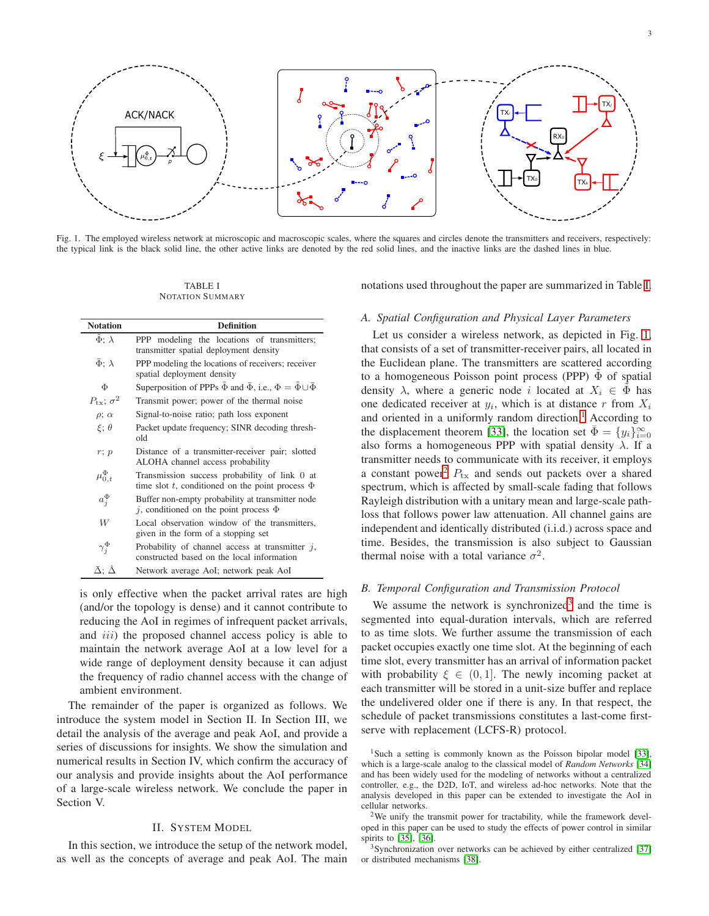Fig. 1. The employed wireless network at microscopic and macroscopic scales, where the squares and circles denote the transmitters and receivers, respectively: the typical link is the black solid line, the other active links are denoted by the red solid lines, and the inactive links are the dashed lines in blue.

TABLE I
NOTATION SUMMARY

| Notation | Definition |
|---|---|
| $\tilde{\Phi}$; $\lambda$ | PPP modeling the locations of transmitters; transmitter spatial deployment density |
| $\bar{\Phi}$; $\lambda$ | PPP modeling the locations of receivers; receiver spatial deployment density |
| $\Phi$ | Superposition of PPPs $\tilde{\Phi}$ and $\bar{\Phi}$, i.e., $\Phi = \tilde{\Phi} \cup \bar{\Phi}$ |
| $P_{\rm tx}$; $\sigma^2$ | Transmit power; power of the thermal noise |
| $\rho$; $\alpha$ | Signal-to-noise ratio; path loss exponent |
| $\xi$; $\theta$ | Packet update frequency; SINR decoding threshold |
| $r$; $p$ | Distance of a transmitter-receiver pair; slotted ALOHA channel access probability |
| $\mu^{\Phi}_{0,t}$ | Transmission success probability of link 0 at time slot $t$, conditioned on the point process $\Phi$ |
| $a^{\Phi}_{j}$ | Buffer non-empty probability at transmitter node $j$, conditioned on the point process $\Phi$ |
| $W$ | Local observation window of the transmitters, given in the form of a stopping set |
| $\gamma^{\Phi}_{j}$ | Probability of channel access at transmitter $j$, constructed based on the local information |
| $\bar{\Delta}$; $\hat{\Delta}$ | Network average AoI; network peak AoI |

is only effective when the packet arrival rates are high (and/or the topology is dense) and it cannot contribute to reducing the AoI in regimes of infrequent packet arrivals, and $iii$) the proposed channel access policy is able to maintain the network average AoI at a low level for a wide range of deployment density because it can adjust the frequency of radio channel access with the change of ambient environment.

The remainder of the paper is organized as follows. We introduce the system model in Section II. In Section III, we detail the analysis of the average and peak AoI, and provide a series of discussions for insights. We show the simulation and numerical results in Section IV, which confirm the accuracy of our analysis and provide insights about the AoI performance of a large-scale wireless network. We conclude the paper in Section V.

## II. System Model

In this section, we introduce the setup of the network model, as well as the concepts of average and peak AoI. The main notations used throughout the paper are summarized in Table I.

### A. Spatial Configuration and Physical Layer Parameters

Let us consider a wireless network, as depicted in Fig. 1, that consists of a set of transmitter-receiver pairs, all located in the Euclidean plane. The transmitters are scattered according to a homogeneous Poisson point process (PPP) $\tilde{\Phi}$ of spatial density $\lambda$, where a generic node $i$ located at $X_i \in \tilde{\Phi}$ has one dedicated receiver at $y_i$, which is at distance $r$ from $X_i$ and oriented in a uniformly random direction.[1] According to the displacement theorem [33], the location set $\bar{\Phi} = \{y_i\}_{i=0}^{\infty}$ also forms a homogeneous PPP with spatial density $\lambda$. If a transmitter needs to communicate with its receiver, it employs a constant power[2] $P_{\rm tx}$ and sends out packets over a shared spectrum, which is affected by small-scale fading that follows Rayleigh distribution with a unitary mean and large-scale path-loss that follows power law attenuation. All channel gains are independent and identically distributed (i.i.d.) across space and time. Besides, the transmission is also subject to Gaussian thermal noise with a total variance $\sigma^2$.

### B. Temporal Configuration and Transmission Protocol

We assume the network is synchronized[3] and the time is segmented into equal-duration intervals, which are referred to as time slots. We further assume the transmission of each packet occupies exactly one time slot. At the beginning of each time slot, every transmitter has an arrival of information packet with probability $\xi \in (0, 1]$. The newly incoming packet at each transmitter will be stored in a unit-size buffer and replace the undelivered older one if there is any. In that respect, the schedule of packet transmissions constitutes a last-come first-serve with replacement (LCFS-R) protocol.

[1] Such a setting is commonly known as the Poisson bipolar model [33], which is a large-scale analog to the classical model of *Random Networks* [34] and has been widely used for the modeling of networks without a centralized controller, e.g., the D2D, IoT, and wireless ad-hoc networks. Note that the analysis developed in this paper can be extended to investigate the AoI in cellular networks.

[2] We unify the transmit power for tractability, while the framework developed in this paper can be used to study the effects of power control in similar spirits to [35], [36].

[3] Synchronization over networks can be achieved by either centralized [37] or distributed mechanisms [38].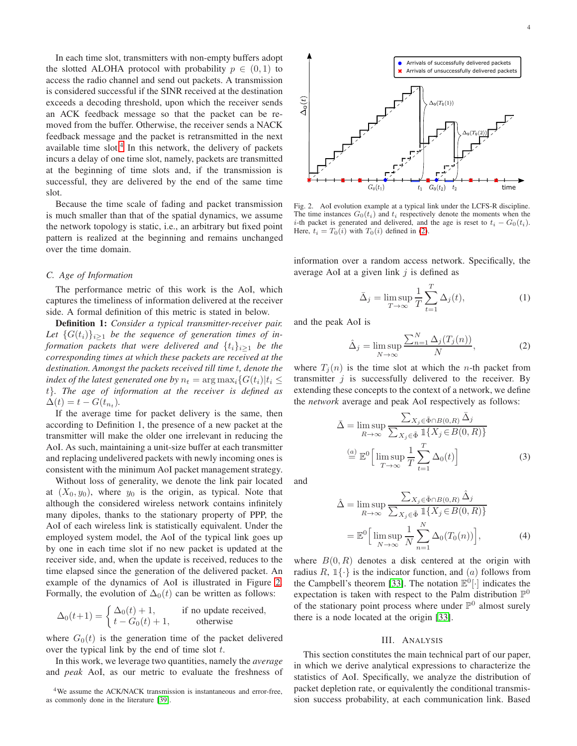In each time slot, transmitters with non-empty buffers adopt the slotted ALOHA protocol with probability $p \in (0,1)$ to access the radio channel and send out packets. A transmission is considered successful if the SINR received at the destination exceeds a decoding threshold, upon which the receiver sends an ACK feedback message so that the packet can be removed from the buffer. Otherwise, the receiver sends a NACK feedback message and the packet is retransmitted in the next available time slot.[4] In this network, the delivery of packets incurs a delay of one time slot, namely, packets are transmitted at the beginning of time slots and, if the transmission is successful, they are delivered by the end of the same time slot.

Because the time scale of fading and packet transmission is much smaller than that of the spatial dynamics, we assume the network topology is static, i.e., an arbitrary but fixed point pattern is realized at the beginning and remains unchanged over the time domain.

### *C. Age of Information*

The performance metric of this work is the AoI, which captures the timeliness of information delivered at the receiver side. A formal definition of this metric is stated in below.

**Definition 1:** *Consider a typical transmitter-receiver pair. Let $\{G(t_i)\}_{i\geq 1}$ be the sequence of generation times of information packets that were delivered and $\{t_i\}_{i\geq 1}$ be the corresponding times at which these packets are received at the destination. Amongst the packets received till time $t$, denote the index of the latest generated one by $n_t = \arg\max_i \{G(t_i) | t_i \leq t\}$. The age of information at the receiver is defined as $\Delta(t) = t - G(t_{n_t})$.*

If the average time for packet delivery is the same, then according to Definition 1, the presence of a new packet at the transmitter will make the older one irrelevant in reducing the AoI. As such, maintaining a unit-size buffer at each transmitter and replacing undelivered packets with newly incoming ones is consistent with the minimum AoI packet management strategy.

Without loss of generality, we denote the link pair located at $(X_0, y_0)$, where $y_0$ is the origin, as typical. Note that although the considered wireless network contains infinitely many dipoles, thanks to the stationary property of PPP, the AoI of each wireless link is statistically equivalent. Under the employed system model, the AoI of the typical link goes up by one in each time slot if no new packet is updated at the receiver side, and, when the update is received, reduces to the time elapsed since the generation of the delivered packet. An example of the dynamics of AoI is illustrated in Figure 2. Formally, the evolution of $\Delta_0(t)$ can be written as follows:

$$\Delta_0(t+1) = \begin{cases} \Delta_0(t) + 1, & \text{if no update received}, \\ t - G_0(t) + 1, & \text{otherwise} \end{cases}$$

where $G_0(t)$ is the generation time of the packet delivered over the typical link by the end of time slot $t$.

In this work, we leverage two quantities, namely the *average* and *peak* AoI, as our metric to evaluate the freshness of information over a random access network. Specifically, the average AoI at a given link $j$ is defined as

$$\bar{\Delta}_j = \limsup_{T\to\infty} \frac{1}{T} \sum_{t=1}^{T} \Delta_j(t), \tag{1}$$

and the peak AoI is

$$\hat{\Delta}_j = \limsup_{N\to\infty} \frac{\sum_{n=1}^{N} \Delta_j(T_j(n))}{N}, \tag{2}$$

where $T_j(n)$ is the time slot at which the $n$-th packet from transmitter $j$ is successfully delivered to the receiver. By extending these concepts to the context of a network, we define the *network* average and peak AoI respectively as follows:

$$\bar{\Delta} = \limsup_{R\to\infty} \frac{\sum_{X_j\in\tilde{\Phi}\cap B(0,R)} \bar{\Delta}_j}{\sum_{X_j\in\tilde{\Phi}} \mathbb{1}\{X_j \in B(0,R)\}} \overset{(a)}{=} \mathbb{E}^0\Big[\limsup_{T\to\infty} \frac{1}{T}\sum_{t=1}^{T} \Delta_0(t)\Big] \tag{3}$$

and

$$\hat{\Delta} = \limsup_{R\to\infty} \frac{\sum_{X_j\in\tilde{\Phi}\cap B(0,R)} \hat{\Delta}_j}{\sum_{X_j\in\tilde{\Phi}} \mathbb{1}\{X_j \in B(0,R)\}} = \mathbb{E}^0\Big[\limsup_{N\to\infty} \frac{1}{N}\sum_{n=1}^{N} \Delta_0(T_0(n))\Big], \tag{4}$$

where $B(0,R)$ denotes a disk centered at the origin with radius $R$, $\mathbb{1}\{\cdot\}$ is the indicator function, and $(a)$ follows from the Campbell's theorem [33]. The notation $\mathbb{E}^0[\cdot]$ indicates the expectation is taken with respect to the Palm distribution $\mathbb{P}^0$ of the stationary point process where under $\mathbb{P}^0$ almost surely there is a node located at the origin [33].

Arrivals of successfully delivered packets
Arrivals of unsuccessfully delivered packets
$\Delta_0(t)$
$\Delta_0(T_0(1))$
$\Delta_0(T_0(2))$
$G_0(t_1)$ $t_1$ $G_0(t_2)$ $t_2$ time

Fig. 2. AoI evolution example at a typical link under the LCFS-R discipline. The time instances $G_0(t_i)$ and $t_i$ respectively denote the moments when the $i$-th packet is generated and delivered, and the age is reset to $t_i - G_0(t_i)$. Here, $t_i = T_0(i)$ with $T_0(i)$ defined in (2).

## III. Analysis

This section constitutes the main technical part of our paper, in which we derive analytical expressions to characterize the statistics of AoI. Specifically, we analyze the distribution of packet depletion rate, or equivalently the conditional transmission success probability, at each communication link. Based

[4] We assume the ACK/NACK transmission is instantaneous and error-free, as commonly done in the literature [39].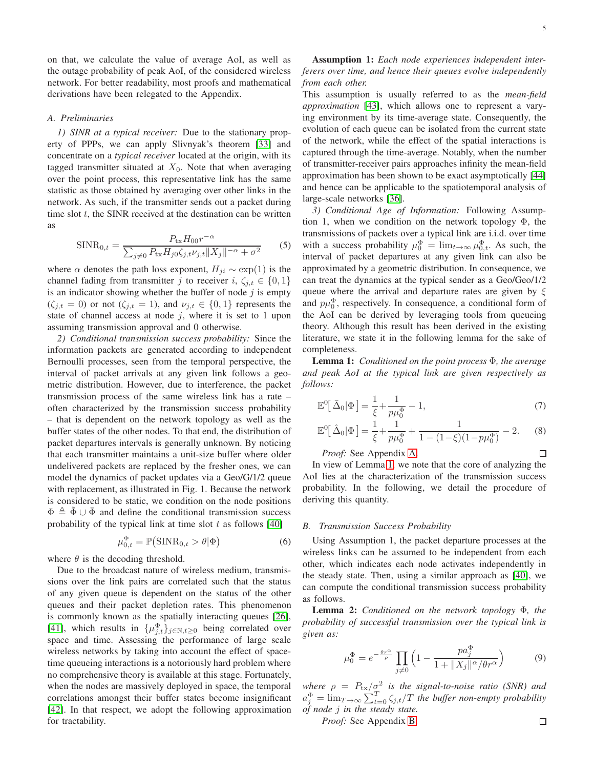on that, we calculate the value of average AoI, as well as the outage probability of peak AoI, of the considered wireless network. For better readability, most proofs and mathematical derivations have been relegated to the Appendix.

### A. Preliminaries

*1) SINR at a typical receiver:* Due to the stationary property of PPPs, we can apply Slivnyak's theorem [33] and concentrate on a *typical receiver* located at the origin, with its tagged transmitter situated at $X_0$. Note that when averaging over the point process, this representative link has the same statistic as those obtained by averaging over other links in the network. As such, if the transmitter sends out a packet during time slot $t$, the SINR received at the destination can be written as

$$\mathrm{SINR}_{0,t} = \frac{P_{\mathrm{tx}} H_{00} r^{-\alpha}}{\sum_{j \neq 0} P_{\mathrm{tx}} H_{j0} \zeta_{j,t} \nu_{j,t} \|X_j\|^{-\alpha} + \sigma^2} \tag{5}$$

where $\alpha$ denotes the path loss exponent, $H_{ji} \sim \exp(1)$ is the channel fading from transmitter $j$ to receiver $i$, $\zeta_{j,t} \in \{0,1\}$ is an indicator showing whether the buffer of node $j$ is empty ($\zeta_{j,t} = 0$) or not ($\zeta_{j,t} = 1$), and $\nu_{j,t} \in \{0,1\}$ represents the state of channel access at node $j$, where it is set to 1 upon assuming transmission approval and 0 otherwise.

*2) Conditional transmission success probability:* Since the information packets are generated according to independent Bernoulli processes, seen from the temporal perspective, the interval of packet arrivals at any given link follows a geometric distribution. However, due to interference, the packet transmission process of the same wireless link has a rate – often characterized by the transmission success probability – that is dependent on the network topology as well as the buffer states of the other nodes. To that end, the distribution of packet departures intervals is generally unknown. By noticing that each transmitter maintains a unit-size buffer where older undelivered packets are replaced by the fresher ones, we can model the dynamics of packet updates via a Geo/G/1/2 queue with replacement, as illustrated in Fig. 1. Because the network is considered to be static, we condition on the node positions $\Phi \triangleq \tilde{\Phi} \cup \bar{\Phi}$ and define the conditional transmission success probability of the typical link at time slot $t$ as follows [40]

$$\mu_{0,t}^{\Phi} = \mathbb{P}\big(\mathrm{SINR}_{0,t} > \theta | \Phi\big) \tag{6}$$

where $\theta$ is the decoding threshold.

Due to the broadcast nature of wireless medium, transmissions over the link pairs are correlated such that the status of any given queue is dependent on the status of the other queues and their packet depletion rates. This phenomenon is commonly known as the spatially interacting queues [26], [41], which results in $\{\mu_{j,t}^{\Phi}\}_{j \in \mathbb{N}, t \geq 0}$ being correlated over space and time. Assessing the performance of large scale wireless networks by taking into account the effect of space-time queueing interactions is a notoriously hard problem where no comprehensive theory is available at this stage. Fortunately, when the nodes are massively deployed in space, the temporal correlations amongst their buffer states become insignificant [42]. In that respect, we adopt the following approximation for tractability.

**Assumption 1:** *Each node experiences independent interferers over time, and hence their queues evolve independently from each other.*

This assumption is usually referred to as the *mean-field approximation* [43], which allows one to represent a varying environment by its time-average state. Consequently, the evolution of each queue can be isolated from the current state of the network, while the effect of the spatial interactions is captured through the time-average. Notably, when the number of transmitter-receiver pairs approaches infinity the mean-field approximation has been shown to be exact asymptotically [44] and hence can be applicable to the spatiotemporal analysis of large-scale networks [36].

*3) Conditional Age of Information:* Following Assumption 1, when we condition on the network topology $\Phi$, the transmissions of packets over a typical link are i.i.d. over time with a success probability $\mu_0^{\Phi} = \lim_{t \to \infty} \mu_{0,t}^{\Phi}$. As such, the interval of packet departures at any given link can also be approximated by a geometric distribution. In consequence, we can treat the dynamics at the typical sender as a Geo/Geo/1/2 queue where the arrival and departure rates are given by $\xi$ and $p\mu_0^{\Phi}$, respectively. In consequence, a conditional form of the AoI can be derived by leveraging tools from queueing theory. Although this result has been derived in the existing literature, we state it in the following lemma for the sake of completeness.

**Lemma 1:** *Conditioned on the point process $\Phi$, the average and peak AoI at the typical link are given respectively as follows:*

$$\mathbb{E}^0\big[\, \bar{\Delta}_0 | \Phi \,\big] = \frac{1}{\xi} + \frac{1}{p\mu_0^{\Phi}} - 1, \tag{7}$$

$$\mathbb{E}^0\big[\, \hat{\Delta}_0 | \Phi \,\big] = \frac{1}{\xi} + \frac{1}{p\mu_0^{\Phi}} + \frac{1}{1 - (1-\xi)(1-p\mu_0^{\Phi})} - 2. \tag{8}$$

*Proof:* See Appendix A. □

In view of Lemma 1, we note that the core of analyzing the AoI lies at the characterization of the transmission success probability. In the following, we detail the procedure of deriving this quantity.

### B. Transmission Success Probability

Using Assumption 1, the packet departure processes at the wireless links can be assumed to be independent from each other, which indicates each node activates independently in the steady state. Then, using a similar approach as [40], we can compute the conditional transmission success probability as follows.

**Lemma 2:** *Conditioned on the network topology $\Phi$, the probability of successful transmission over the typical link is given as:*

$$\mu_0^{\Phi} = e^{-\frac{\theta r^{\alpha}}{\rho}} \prod_{j \neq 0} \Big( 1 - \frac{p a_j^{\Phi}}{1 + \|X_j\|^{\alpha}/\theta r^{\alpha}} \Big) \tag{9}$$

*where $\rho = P_{\mathrm{tx}}/\sigma^2$ is the signal-to-noise ratio (SNR) and $a_j^{\Phi} = \lim_{T \to \infty} \sum_{t=0}^{T} \zeta_{j,t}/T$ the buffer non-empty probability of node $j$ in the steady state.*

*Proof:* See Appendix B. □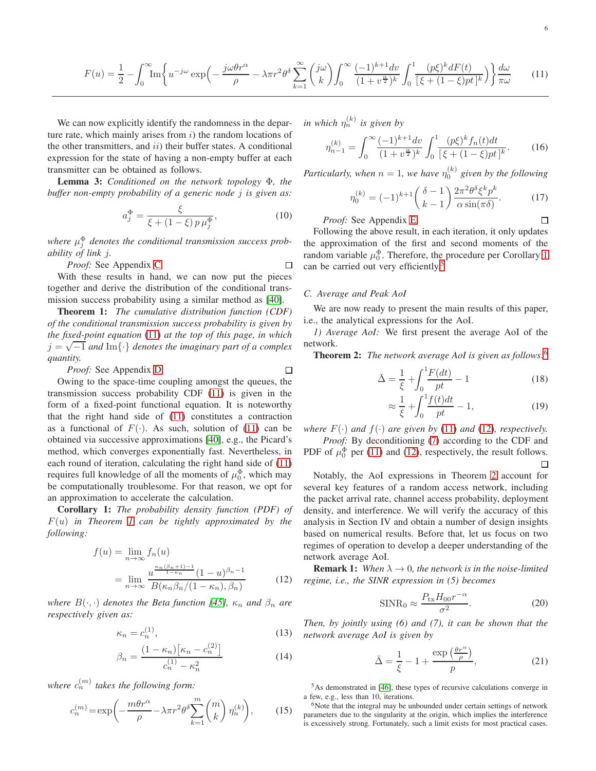$$F(u) = \frac{1}{2} - \int_0^\infty \text{Im}\bigg\{ u^{-j\omega} \exp\Big( -\frac{j\omega\theta r^\alpha}{\rho} - \lambda\pi r^2 \theta^\delta \sum_{k=1}^{\infty} \binom{j\omega}{k} \int_0^\infty \frac{(-1)^{k+1} dv}{(1+v^{\frac{\alpha}{2}})^k} \int_0^1 \frac{(p\xi)^k dF(t)}{[\,\xi + (1-\xi)pt\,]^k} \Big) \bigg\} \frac{d\omega}{\pi\omega} \tag{11}$$

We can now explicitly identify the randomness in the departure rate, which mainly arises from $i)$ the random locations of the other transmitters, and $ii)$ their buffer states. A conditional expression for the state of having a non-empty buffer at each transmitter can be obtained as follows.

**Lemma 3:** *Conditioned on the network topology $\Phi$, the buffer non-empty probability of a generic node $j$ is given as:*

$$a_j^\Phi = \frac{\xi}{\xi + (1-\xi)\,p\,\mu_j^\Phi}, \tag{10}$$

*where $\mu_j^\Phi$ denotes the conditional transmission success probability of link $j$.*

*Proof:* See Appendix C. ∎

With these results in hand, we can now put the pieces together and derive the distribution of the conditional transmission success probability using a similar method as [40].

**Theorem 1:** *The cumulative distribution function (CDF) of the conditional transmission success probability is given by the fixed-point equation (11) at the top of this page, in which $j = \sqrt{-1}$ and $\text{Im}\{\cdot\}$ denotes the imaginary part of a complex quantity.*

*Proof:* See Appendix D. ∎

Owing to the space-time coupling amongst the queues, the transmission success probability CDF (11) is given in the form of a fixed-point functional equation. It is noteworthy that the right hand side of (11) constitutes a contraction as a functional of $F(\cdot)$. As such, solution of (11) can be obtained via successive approximations [40], e.g., the Picard's method, which converges exponentially fast. Nevertheless, in each round of iteration, calculating the right hand side of (11) requires full knowledge of all the moments of $\mu_0^\Phi$, which may be computationally troublesome. For that reason, we opt for an approximation to accelerate the calculation.

**Corollary 1:** *The probability density function (PDF) of $F(u)$ in Theorem 1 can be tightly approximated by the following:*

$$f(u) = \lim_{n\to\infty} f_n(u)$$
$$= \lim_{n\to\infty} \frac{u^{\frac{\kappa_n(\beta_n+1)-1}{1-\kappa_n}}(1-u)^{\beta_n - 1}}{B(\kappa_n\beta_n/(1-\kappa_n), \beta_n)} \tag{12}$$

*where $B(\cdot,\cdot)$ denotes the Beta function [45], $\kappa_n$ and $\beta_n$ are respectively given as:*

$$\kappa_n = c_n^{(1)}, \tag{13}$$

$$\beta_n = \frac{(1-\kappa_n)\big[\kappa_n - c_n^{(2)}\big]}{c_n^{(1)} - \kappa_n^2} \tag{14}$$

*where $c_n^{(m)}$ takes the following form:*

$$c_n^{(m)} = \exp\bigg( -\frac{m\theta r^\alpha}{\rho} - \lambda\pi r^2 \theta^\delta \sum_{k=1}^{m} \binom{m}{k} \eta_n^{(k)} \bigg), \tag{15}$$

*in which $\eta_n^{(k)}$ is given by*

$$\eta_{n-1}^{(k)} = \int_0^\infty \frac{(-1)^{k+1} dv}{(1+v^{\frac{\alpha}{2}})^k} \int_0^1 \frac{(p\xi)^k f_n(t) dt}{[\,\xi + (1-\xi)pt\,]^k}. \tag{16}$$

*Particularly, when $n=1$, we have $\eta_0^{(k)}$ given by the following*

$$\eta_0^{(k)} = (-1)^{k+1} \binom{\delta - 1}{k-1} \frac{2\pi^2 \theta^\delta \xi^k p^k}{\alpha \sin(\pi\delta)}. \tag{17}$$

*Proof:* See Appendix E. ∎

Following the above result, in each iteration, it only updates the approximation of the first and second moments of the random variable $\mu_0^\Phi$. Therefore, the procedure per Corollary 1 can be carried out very efficiently.[5]

### C. Average and Peak AoI

We are now ready to present the main results of this paper, i.e., the analytical expressions for the AoI.

*1) Average AoI:* We first present the average AoI of the network.

**Theorem 2:** *The network average AoI is given as follows:*[6]

$$\bar{\Delta} = \frac{1}{\xi} + \int_0^1 \frac{F(dt)}{pt} - 1 \tag{18}$$

$$\approx \frac{1}{\xi} + \int_0^1 \frac{f(t)dt}{pt} - 1, \tag{19}$$

*where $F(\cdot)$ and $f(\cdot)$ are given by (11) and (12), respectively.*

*Proof:* By deconditioning (7) according to the CDF and PDF of $\mu_0^\Phi$ per (11) and (12), respectively, the result follows. ∎

Notably, the AoI expressions in Theorem 2 account for several key features of a random access network, including the packet arrival rate, channel access probability, deployment density, and interference. We will verify the accuracy of this analysis in Section IV and obtain a number of design insights based on numerical results. Before that, let us focus on two regimes of operation to develop a deeper understanding of the network average AoI.

**Remark 1:** *When $\lambda \to 0$, the network is in the noise-limited regime, i.e., the SINR expression in (5) becomes*

$$\text{SINR}_0 \approx \frac{P_{\text{tx}} H_{00} r^{-\alpha}}{\sigma^2}. \tag{20}$$

*Then, by jointly using (6) and (7), it can be shown that the network average AoI is given by*

$$\bar{\Delta} = \frac{1}{\xi} - 1 + \frac{\exp\left(\frac{\theta r^\alpha}{\rho}\right)}{p}, \tag{21}$$

[5] As demonstrated in [46], these types of recursive calculations converge in a few, e.g., less than 10, iterations.

[6] Note that the integral may be unbounded under certain settings of network parameters due to the singularity at the origin, which implies the interference is excessively strong. Fortunately, such a limit exists for most practical cases.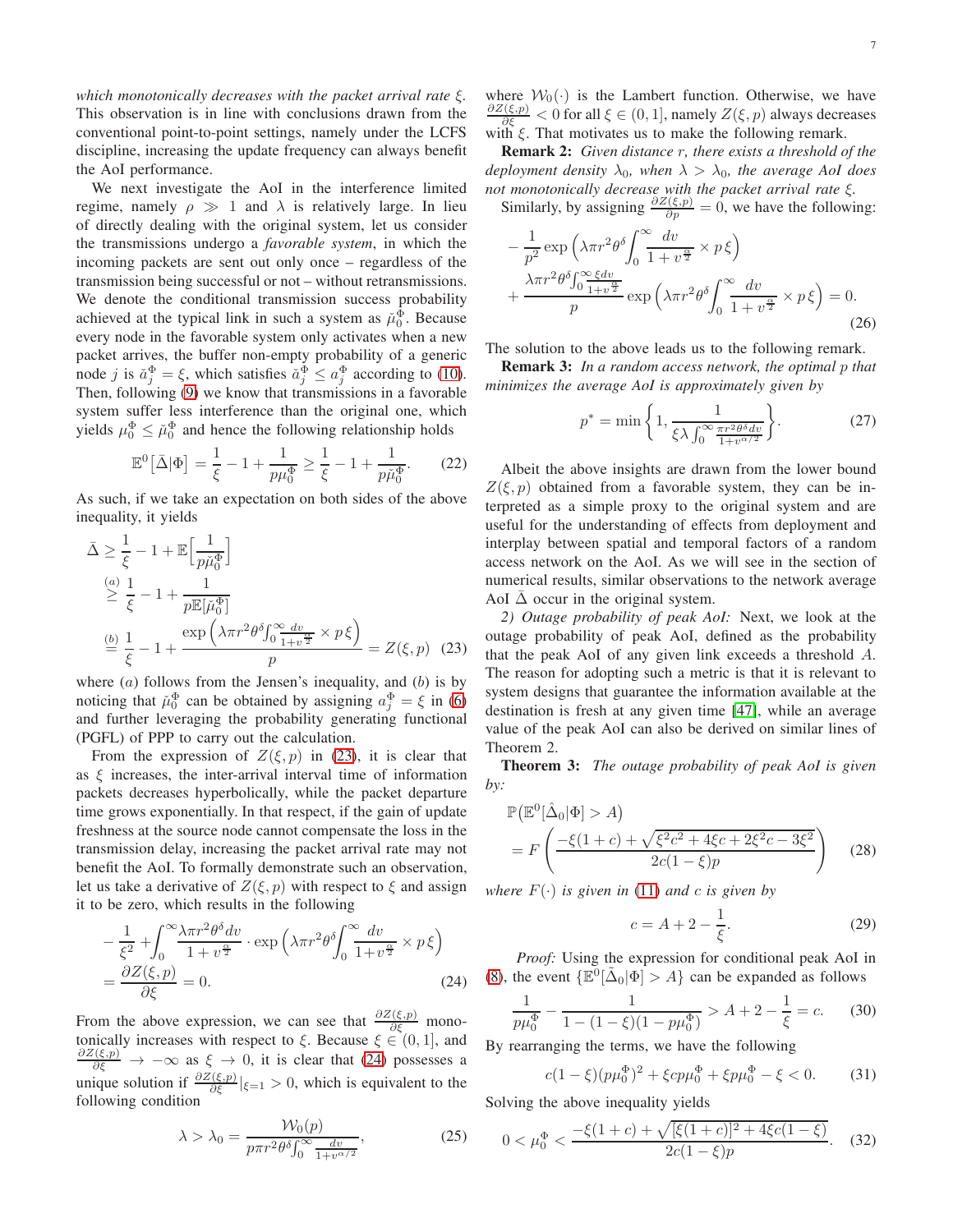*which monotonically decreases with the packet arrival rate* $\xi$. This observation is in line with conclusions drawn from the conventional point-to-point settings, namely under the LCFS discipline, increasing the update frequency can always benefit the AoI performance.

We next investigate the AoI in the interference limited regime, namely $\rho \gg 1$ and $\lambda$ is relatively large. In lieu of directly dealing with the original system, let us consider the transmissions undergo a *favorable system*, in which the incoming packets are sent out only once – regardless of the transmission being successful or not – without retransmissions. We denote the conditional transmission success probability achieved at the typical link in such a system as $\check{\mu}_0^\Phi$. Because every node in the favorable system only activates when a new packet arrives, the buffer non-empty probability of a generic node $j$ is $\check{a}_j^\Phi = \xi$, which satisfies $\check{a}_j^\Phi \leq a_j^\Phi$ according to (10). Then, following (9) we know that transmissions in a favorable system suffer less interference than the original one, which yields $\mu_0^\Phi \leq \check{\mu}_0^\Phi$ and hence the following relationship holds

$$\mathbb{E}^0\big[\bar{\Delta}|\Phi\big] = \frac{1}{\xi} - 1 + \frac{1}{p\mu_0^\Phi} \geq \frac{1}{\xi} - 1 + \frac{1}{p\check{\mu}_0^\Phi}. \tag{22}$$

As such, if we take an expectation on both sides of the above inequality, it yields

$$\begin{aligned}
\bar{\Delta} &\geq \frac{1}{\xi} - 1 + \mathbb{E}\Big[\frac{1}{p\check{\mu}_0^\Phi}\Big] \\
&\overset{(a)}{\geq} \frac{1}{\xi} - 1 + \frac{1}{p\mathbb{E}[\check{\mu}_0^\Phi]} \\
&\overset{(b)}{=} \frac{1}{\xi} - 1 + \frac{\exp\Big(\lambda\pi r^2\theta^\delta \int_0^\infty \frac{dv}{1+v^{\frac{\alpha}{2}}} \times p\,\xi\Big)}{p} = Z(\xi, p)
\end{aligned} \tag{23}$$

where $(a)$ follows from the Jensen's inequality, and $(b)$ is by noticing that $\check{\mu}_0^\Phi$ can be obtained by assigning $a_j^\Phi = \xi$ in (6) and further leveraging the probability generating functional (PGFL) of PPP to carry out the calculation.

From the expression of $Z(\xi, p)$ in (23), it is clear that as $\xi$ increases, the inter-arrival interval time of information packets decreases hyperbolically, while the packet departure time grows exponentially. In that respect, if the gain of update freshness at the source node cannot compensate the loss in the transmission delay, increasing the packet arrival rate may not benefit the AoI. To formally demonstrate such an observation, let us take a derivative of $Z(\xi, p)$ with respect to $\xi$ and assign it to be zero, which results in the following

$$\begin{aligned}
&-\frac{1}{\xi^2} + \int_0^\infty \frac{\lambda\pi r^2\theta^\delta dv}{1+v^{\frac{\alpha}{2}}} \cdot \exp\Big(\lambda\pi r^2\theta^\delta \int_0^\infty \frac{dv}{1+v^{\frac{\alpha}{2}}} \times p\,\xi\Big) \\
&= \frac{\partial Z(\xi, p)}{\partial \xi} = 0.
\end{aligned} \tag{24}$$

From the above expression, we can see that $\frac{\partial Z(\xi,p)}{\partial \xi}$ monotonically increases with respect to $\xi$. Because $\xi \in (0, 1]$, and $\frac{\partial Z(\xi,p)}{\partial \xi} \to -\infty$ as $\xi \to 0$, it is clear that (24) possesses a unique solution if $\frac{\partial Z(\xi,p)}{\partial \xi}|_{\xi=1} > 0$, which is equivalent to the following condition

$$\lambda > \lambda_0 = \frac{\mathcal{W}_0(p)}{p\pi r^2\theta^\delta \int_0^\infty \frac{dv}{1+v^{\alpha/2}}}, \tag{25}$$

where $\mathcal{W}_0(\cdot)$ is the Lambert function. Otherwise, we have $\frac{\partial Z(\xi,p)}{\partial \xi} < 0$ for all $\xi \in (0, 1]$, namely $Z(\xi, p)$ always decreases with $\xi$. That motivates us to make the following remark.

**Remark 2:** *Given distance* $r$*, there exists a threshold of the deployment density* $\lambda_0$*, when* $\lambda > \lambda_0$*, the average AoI does not monotonically decrease with the packet arrival rate* $\xi$*.*

Similarly, by assigning $\frac{\partial Z(\xi,p)}{\partial p} = 0$, we have the following:

$$\begin{aligned}
&-\frac{1}{p^2}\exp\Big(\lambda\pi r^2\theta^\delta \int_0^\infty \frac{dv}{1+v^{\frac{\alpha}{2}}} \times p\,\xi\Big) \\
&+ \frac{\lambda\pi r^2\theta^\delta \int_0^\infty \frac{\xi dv}{1+v^{\frac{\alpha}{2}}}}{p}\exp\Big(\lambda\pi r^2\theta^\delta \int_0^\infty \frac{dv}{1+v^{\frac{\alpha}{2}}} \times p\,\xi\Big) = 0.
\end{aligned} \tag{26}$$

The solution to the above leads us to the following remark.

**Remark 3:** *In a random access network, the optimal* $p$ *that minimizes the average AoI is approximately given by*

$$p^* = \min\Big\{1, \frac{1}{\xi\lambda \int_0^\infty \frac{\pi r^2\theta^\delta dv}{1+v^{\alpha/2}}}\Big\}. \tag{27}$$

Albeit the above insights are drawn from the lower bound $Z(\xi, p)$ obtained from a favorable system, they can be interpreted as a simple proxy to the original system and are useful for the understanding of effects from deployment and interplay between spatial and temporal factors of a random access network on the AoI. As we will see in the section of numerical results, similar observations to the network average AoI $\bar{\Delta}$ occur in the original system.

*2) Outage probability of peak AoI:* Next, we look at the outage probability of peak AoI, defined as the probability that the peak AoI of any given link exceeds a threshold $A$. The reason for adopting such a metric is that it is relevant to system designs that guarantee the information available at the destination is fresh at any given time [47], while an average value of the peak AoI can also be derived on similar lines of Theorem 2.

**Theorem 3:** *The outage probability of peak AoI is given by:*

$$\begin{aligned}
&\mathbb{P}\big(\mathbb{E}^0[\hat{\Delta}_0|\Phi] > A\big) \\
&= F\left(\frac{-\xi(1+c) + \sqrt{\xi^2c^2 + 4\xi c + 2\xi^2 c - 3\xi^2}}{2c(1-\xi)p}\right)
\end{aligned} \tag{28}$$

*where* $F(\cdot)$ *is given in* (11) *and* $c$ *is given by*

$$c = A + 2 - \frac{1}{\xi}. \tag{29}$$

*Proof:* Using the expression for conditional peak AoI in (8), the event $\{\mathbb{E}^0[\tilde{\Delta}_0|\Phi] > A\}$ can be expanded as follows

$$\frac{1}{p\mu_0^\Phi} - \frac{1}{1-(1-\xi)(1-p\mu_0^\Phi)} > A + 2 - \frac{1}{\xi} = c. \tag{30}$$

By rearranging the terms, we have the following

$$c(1-\xi)(p\mu_0^\Phi)^2 + \xi c p\mu_0^\Phi + \xi p\mu_0^\Phi - \xi < 0. \tag{31}$$

Solving the above inequality yields

$$0 < \mu_0^\Phi < \frac{-\xi(1+c) + \sqrt{[\xi(1+c)]^2 + 4\xi c(1-\xi)}}{2c(1-\xi)p}. \tag{32}$$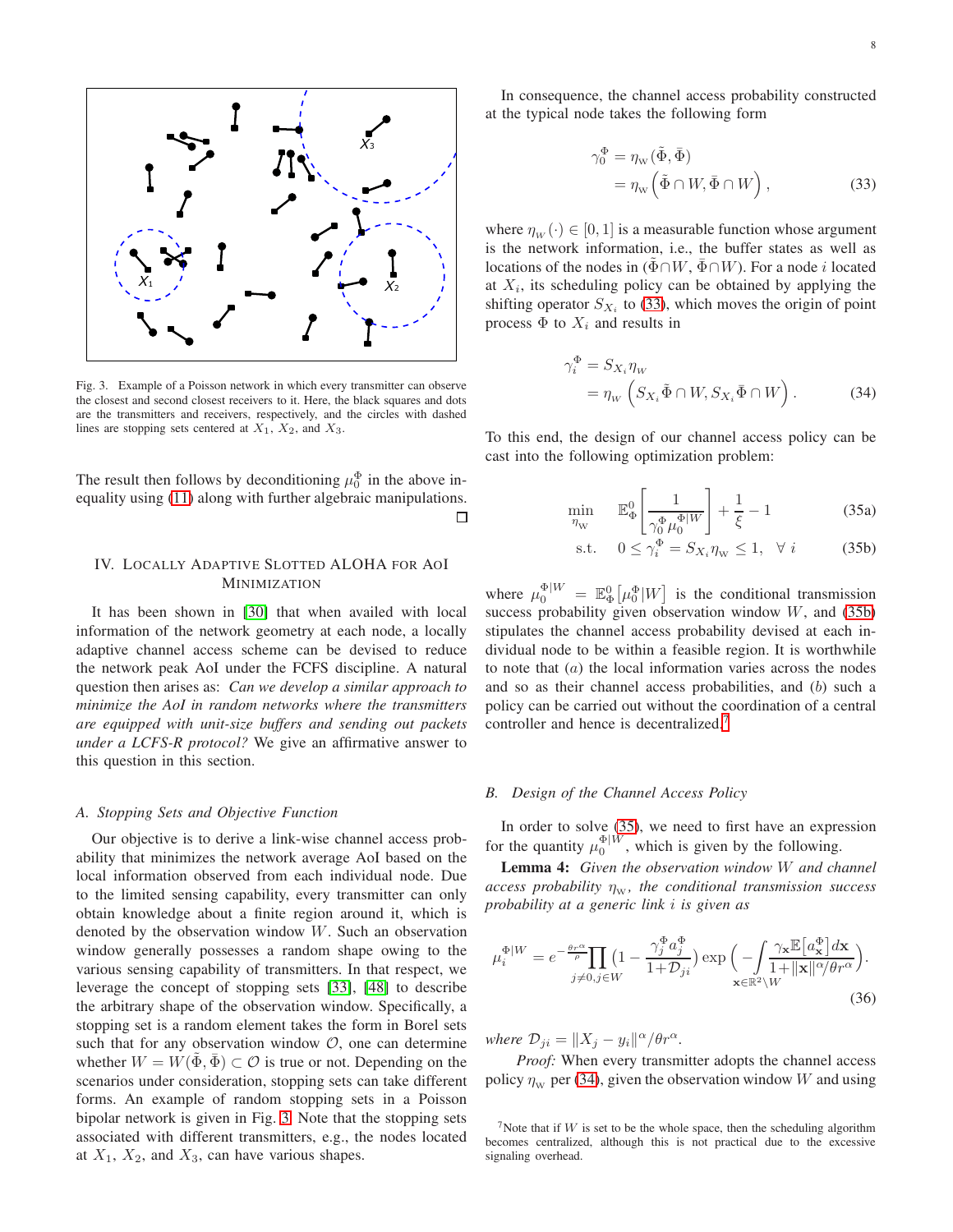Fig. 3. Example of a Poisson network in which every transmitter can observe the closest and second closest receivers to it. Here, the black squares and dots are the transmitters and receivers, respectively, and the circles with dashed lines are stopping sets centered at $X_1$, $X_2$, and $X_3$.

The result then follows by deconditioning $\mu_0^\Phi$ in the above inequality using (11) along with further algebraic manipulations. □

## IV. Locally Adaptive Slotted ALOHA for AoI Minimization

It has been shown in [30] that when availed with local information of the network geometry at each node, a locally adaptive channel access scheme can be devised to reduce the network peak AoI under the FCFS discipline. A natural question then arises as: *Can we develop a similar approach to minimize the AoI in random networks where the transmitters are equipped with unit-size buffers and sending out packets under a LCFS-R protocol?* We give an affirmative answer to this question in this section.

### A. Stopping Sets and Objective Function

Our objective is to derive a link-wise channel access probability that minimizes the network average AoI based on the local information observed from each individual node. Due to the limited sensing capability, every transmitter can only obtain knowledge about a finite region around it, which is denoted by the observation window $W$. Such an observation window generally possesses a random shape owing to the various sensing capability of transmitters. In that respect, we leverage the concept of stopping sets [33], [48] to describe the arbitrary shape of the observation window. Specifically, a stopping set is a random element takes the form in Borel sets such that for any observation window $\mathcal{O}$, one can determine whether $W = W(\tilde{\Phi}, \bar{\Phi}) \subset \mathcal{O}$ is true or not. Depending on the scenarios under consideration, stopping sets can take different forms. An example of random stopping sets in a Poisson bipolar network is given in Fig. 3. Note that the stopping sets associated with different transmitters, e.g., the nodes located at $X_1$, $X_2$, and $X_3$, can have various shapes.

In consequence, the channel access probability constructed at the typical node takes the following form

$$\gamma_0^\Phi = \eta_{\rm W}(\tilde{\Phi}, \bar{\Phi}) = \eta_{\rm W}\left(\tilde{\Phi}\cap W, \bar{\Phi}\cap W\right), \tag{33}$$

where $\eta_W(\cdot) \in [0,1]$ is a measurable function whose argument is the network information, i.e., the buffer states as well as locations of the nodes in $(\tilde{\Phi}\cap W, \bar{\Phi}\cap W)$. For a node $i$ located at $X_i$, its scheduling policy can be obtained by applying the shifting operator $S_{X_i}$ to (33), which moves the origin of point process $\Phi$ to $X_i$ and results in

$$\gamma_i^\Phi = S_{X_i}\eta_{\rm W} = \eta_{\rm W}\left(S_{X_i}\tilde{\Phi}\cap W, S_{X_i}\bar{\Phi}\cap W\right). \tag{34}$$

To this end, the design of our channel access policy can be cast into the following optimization problem:

$$\min_{\eta_{\rm W}} \quad \mathbb{E}_\Phi^0\left[\frac{1}{\gamma_0^\Phi \mu_0^{\Phi|W}}\right] + \frac{1}{\xi} - 1 \tag{35a}$$

$$\text{s.t.} \quad 0 \le \gamma_i^\Phi = S_{X_i}\eta_{\rm W} \le 1, \quad \forall\, i \tag{35b}$$

where $\mu_0^{\Phi|W} = \mathbb{E}_\Phi^0\left[\mu_0^\Phi | W\right]$ is the conditional transmission success probability given observation window $W$, and (35b) stipulates the channel access probability devised at each individual node to be within a feasible region. It is worthwhile to note that $(a)$ the local information varies across the nodes and so as their channel access probabilities, and $(b)$ such a policy can be carried out without the coordination of a central controller and hence is decentralized.[7]

### B. Design of the Channel Access Policy

In order to solve (35), we need to first have an expression for the quantity $\mu_0^{\Phi|W}$, which is given by the following.

**Lemma 4:** *Given the observation window $W$ and channel access probability $\eta_{\rm W}$, the conditional transmission success probability at a generic link $i$ is given as*

$$\mu_i^{\Phi|W} = e^{-\frac{\theta r^\alpha}{\rho}} \prod_{j\neq 0, j\in W}\left(1 - \frac{\gamma_j^\Phi a_j^\Phi}{1+\mathcal{D}_{ji}}\right) \exp\left(-\int_{\mathbf{x}\in\mathbb{R}^2\setminus W} \frac{\gamma_{\mathbf{x}}\mathbb{E}\left[a_{\mathbf{x}}^\Phi\right] d\mathbf{x}}{1+\|\mathbf{x}\|^\alpha/\theta r^\alpha}\right). \tag{36}$$

*where $\mathcal{D}_{ji} = \|X_j - y_i\|^\alpha/\theta r^\alpha$.*

*Proof:* When every transmitter adopts the channel access policy $\eta_{\rm W}$ per (34), given the observation window $W$ and using

[7] Note that if $W$ is set to be the whole space, then the scheduling algorithm becomes centralized, although this is not practical due to the excessive signaling overhead.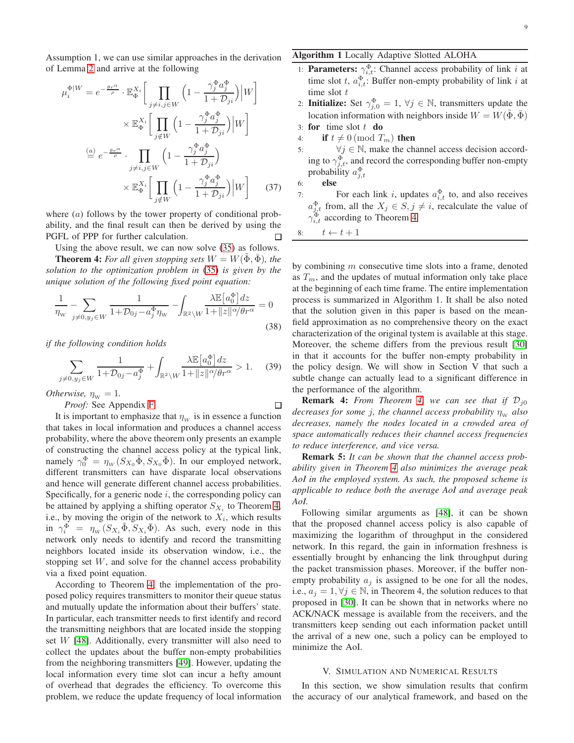Assumption 1, we can use similar approaches in the derivation of Lemma 2 and arrive at the following

$$
\begin{aligned}
\mu_i^{\Phi|W} &= e^{-\frac{\theta r^\alpha}{\rho}} \cdot \mathbb{E}_\Phi^{X_i}\Big[\prod_{j\neq i, j\in W}\Big(1-\frac{\gamma_j^\Phi a_j^\Phi}{1+\mathcal{D}_{ji}}\Big)\Big|W\Big] \\
&\quad \times \mathbb{E}_\Phi^{X_i}\Big[\prod_{j\notin W}\Big(1-\frac{\gamma_j^\Phi a_j^\Phi}{1+\mathcal{D}_{ji}}\Big)\Big|W\Big] \\
&\overset{(a)}{=} e^{-\frac{\theta r^\alpha}{\rho}} \cdot \prod_{j\neq i, j\in W}\Big(1-\frac{\gamma_j^\Phi a_j^\Phi}{1+\mathcal{D}_{ji}}\Big) \\
&\quad \times \mathbb{E}_\Phi^{X_i}\Big[\prod_{j\notin W}\Big(1-\frac{\gamma_j^\Phi a_j^\Phi}{1+\mathcal{D}_{ji}}\Big)\Big|W\Big] \qquad (37)
\end{aligned}
$$

where $(a)$ follows by the tower property of conditional probability, and the final result can then be derived by using the PGFL of PPP for further calculation. □

Using the above result, we can now solve (35) as follows.

**Theorem 4:** *For all given stopping sets $W = W(\tilde{\Phi}, \bar{\Phi})$, the solution to the optimization problem in (35) is given by the unique solution of the following fixed point equation:*

$$
\frac{1}{\eta_{\mathrm{W}}} - \sum_{j\neq 0, y_j\in W}\frac{1}{1+\mathcal{D}_{0j}-a_j^\Phi \eta_{\mathrm{W}}} - \int_{\mathbb{R}^2\setminus W}\frac{\lambda\mathbb{E}\big[a_0^\Phi\big]dz}{1+\|z\|^\alpha/\theta r^\alpha} = 0 \qquad (38)
$$

*if the following condition holds*

$$
\sum_{j\neq 0, y_j\in W}\frac{1}{1+\mathcal{D}_{0j}-a_j^\Phi} + \int_{\mathbb{R}^2\setminus W}\frac{\lambda\mathbb{E}\big[a_0^\Phi\big]dz}{1+\|z\|^\alpha/\theta r^\alpha} > 1. \qquad (39)
$$

*Otherwise, $\eta_{\mathrm{W}} = 1$.*

*Proof:* See Appendix F. □

It is important to emphasize that $\eta_W$ is in essence a function that takes in local information and produces a channel access probability, where the above theorem only presents an example of constructing the channel access policy at the typical link, namely $\gamma_0^\Phi = \eta_W(S_{X_0}\tilde{\Phi}, S_{X_0}\bar{\Phi})$. In our employed network, different transmitters can have disparate local observations and hence will generate different channel access probabilities. Specifically, for a generic node $i$, the corresponding policy can be attained by applying a shifting operator $S_{X_i}$ to Theorem 4, i.e., by moving the origin of the network to $X_i$, which results in $\gamma_i^\Phi = \eta_W(S_{X_i}\tilde{\Phi}, S_{X_i}\bar{\Phi})$. As such, every node in this network only needs to identify and record the transmitting neighbors located inside its observation window, i.e., the stopping set $W$, and solve for the channel access probability via a fixed point equation.

According to Theorem 4, the implementation of the proposed policy requires transmitters to monitor their queue status and mutually update the information about their buffers' state. In particular, each transmitter needs to first identify and record the transmitting neighbors that are located inside the stopping set $W$ [48]. Additionally, every transmitter will also need to collect the updates about the buffer non-empty probabilities from the neighboring transmitters [49]. However, updating the local information every time slot can incur a hefty amount of overhead that degrades the efficiency. To overcome this problem, we reduce the update frequency of local information

**Algorithm 1** Locally Adaptive Slotted ALOHA

```
1: Parameters: γ^Φ_{i,t}: Channel access probability of link i at
   time slot t, a^Φ_{i,t}: Buffer non-empty probability of link i at
   time slot t
2: Initialize: Set γ^Φ_{j,0} = 1, ∀j ∈ ℕ, transmitters update the
   location information with neighbors inside W = W(Φ̃, Φ̄)
3: for time slot t do
4:     if t ≠ 0 (mod T_m) then
5:         ∀j ∈ ℕ, make the channel access decision accord-
           ing to γ^Φ_{j,t}, and record the corresponding buffer non-empty
           probability a^Φ_{j,t}
6:     else
7:         For each link i, updates a^Φ_{i,t} to, and also receives
           a^Φ_{j,t} from, all the X_j ∈ S, j ≠ i, recalculate the value of
           γ^Φ_{i,t} according to Theorem 4
8:     t ← t + 1
```

by combining $m$ consecutive time slots into a frame, denoted as $T_m$, and the updates of mutual information only take place at the beginning of each time frame. The entire implementation process is summarized in Algorithm 1. It shall be also noted that the solution given in this paper is based on the mean-field approximation as no comprehensive theory on the exact characterization of the original tystem is available at this stage. Moreover, the scheme differs from the previous result [30] in that it accounts for the buffer non-empty probability in the policy design. We will show in Section V that such a subtle change can actually lead to a significant difference in the performance of the algorithm.

**Remark 4:** *From Theorem 4, we can see that if $\mathcal{D}_{j0}$ decreases for some $j$, the channel access probability $\eta_{\mathrm{W}}$ also decreases, namely the nodes located in a crowded area of space automatically reduces their channel access frequencies to reduce interference, and vice versa.*

**Remark 5:** *It can be shown that the channel access probability given in Theorem 4 also minimizes the average peak AoI in the employed system. As such, the proposed scheme is applicable to reduce both the average AoI and average peak AoI.*

Following similar arguments as [48], it can be shown that the proposed channel access policy is also capable of maximizing the logarithm of throughput in the considered network. In this regard, the gain in information freshness is essentially brought by enhancing the link throughput during the packet transmission phases. Moreover, if the buffer non-empty probability $a_j$ is assigned to be one for all the nodes, i.e., $a_j = 1, \forall j \in \mathbb{N}$, in Theorem 4, the solution reduces to that proposed in [30]. It can be shown that in networks where no ACK/NACK message is available from the receivers, and the transmitters keep sending out each information packet untill the arrival of a new one, such a policy can be employed to minimize the AoI.

## V. Simulation and Numerical Results

In this section, we show simulation results that confirm the accuracy of our analytical framework, and based on the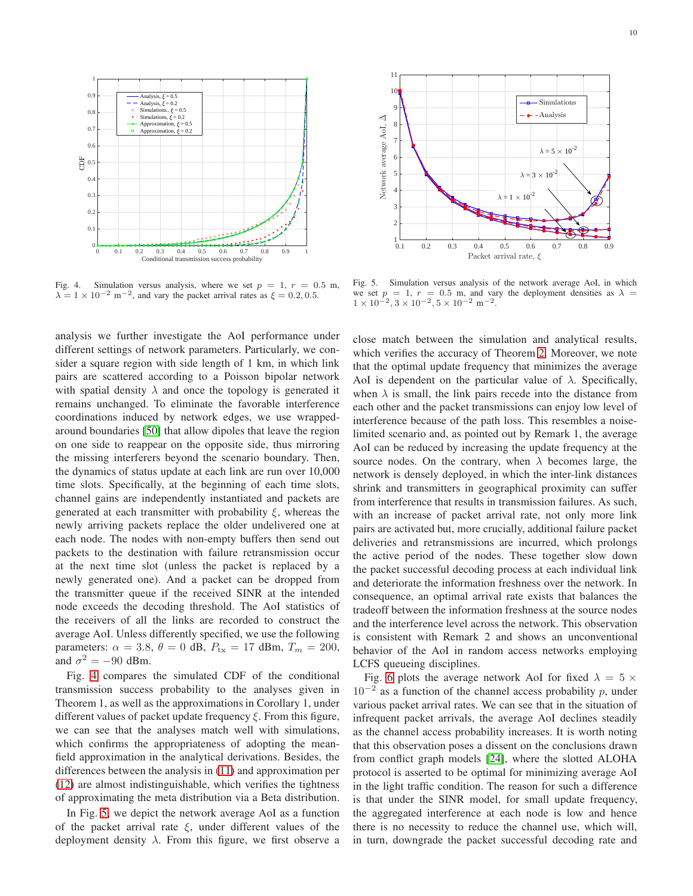1
0.9
0.8
0.7
0.6
0.5
0.4
0.3
0.2
0.1
0
CDF
0 0.1 0.2 0.3 0.4 0.5 0.6 0.7 0.8 0.9 1
Conditional transmission success probability
Analysis, $\xi = 0.5$
Analysis, $\xi = 0.2$
Simulations., $\xi = 0.5$
Simulations, $\xi = 0.2$
Approximation, $\xi = 0.5$
Approximation, $\xi = 0.2$

Fig. 4. Simulation versus analysis, where we set $p = 1$, $r = 0.5$ m, $\lambda = 1 \times 10^{-2}$ m$^{-2}$, and vary the packet arrival rates as $\xi = 0.2, 0.5$.

11
10
9
8
7
6
5
4
3
2
1
Network average AoI, $\bar{\Delta}$
0.1 0.2 0.3 0.4 0.5 0.6 0.7 0.8 0.9
Packet arrival rate, $\xi$
Simulations
Analysis
$\lambda = 5 \times 10^{-2}$
$\lambda = 3 \times 10^{-2}$
$\lambda = 1 \times 10^{-2}$

Fig. 5. Simulation versus analysis of the network average AoI, in which we set $p = 1$, $r = 0.5$ m, and vary the deployment densities as $\lambda = 1 \times 10^{-2}, 3 \times 10^{-2}, 5 \times 10^{-2}$ m$^{-2}$.

analysis we further investigate the AoI performance under different settings of network parameters. Particularly, we consider a square region with side length of 1 km, in which link pairs are scattered according to a Poisson bipolar network with spatial density $\lambda$ and once the topology is generated it remains unchanged. To eliminate the favorable interference coordinations induced by network edges, we use wrapped-around boundaries [50] that allow dipoles that leave the region on one side to reappear on the opposite side, thus mirroring the missing interferers beyond the scenario boundary. Then, the dynamics of status update at each link are run over 10,000 time slots. Specifically, at the beginning of each time slots, channel gains are independently instantiated and packets are generated at each transmitter with probability $\xi$, whereas the newly arriving packets replace the older undelivered one at each node. The nodes with non-empty buffers then send out packets to the destination with failure retransmission occur at the next time slot (unless the packet is replaced by a newly generated one). And a packet can be dropped from the transmitter queue if the received SINR at the intended node exceeds the decoding threshold. The AoI statistics of the receivers of all the links are recorded to construct the average AoI. Unless differently specified, we use the following parameters: $\alpha = 3.8$, $\theta = 0$ dB, $P_{\rm tx} = 17$ dBm, $T_m = 200$, and $\sigma^2 = -90$ dBm.

Fig. 4 compares the simulated CDF of the conditional transmission success probability to the analyses given in Theorem 1, as well as the approximations in Corollary 1, under different values of packet update frequency $\xi$. From this figure, we can see that the analyses match well with simulations, which confirms the appropriateness of adopting the mean-field approximation in the analytical derivations. Besides, the differences between the analysis in (11) and approximation per (12) are almost indistinguishable, which verifies the tightness of approximating the meta distribution via a Beta distribution.

In Fig. 5, we depict the network average AoI as a function of the packet arrival rate $\xi$, under different values of the deployment density $\lambda$. From this figure, we first observe a close match between the simulation and analytical results, which verifies the accuracy of Theorem 2. Moreover, we note that the optimal update frequency that minimizes the average AoI is dependent on the particular value of $\lambda$. Specifically, when $\lambda$ is small, the link pairs recede into the distance from each other and the packet transmissions can enjoy low level of interference because of the path loss. This resembles a noise-limited scenario and, as pointed out by Remark 1, the average AoI can be reduced by increasing the update frequency at the source nodes. On the contrary, when $\lambda$ becomes large, the network is densely deployed, in which the inter-link distances shrink and transmitters in geographical proximity can suffer from interference that results in transmission failures. As such, with an increase of packet arrival rate, not only more link pairs are activated but, more crucially, additional failure packet deliveries and retransmissions are incurred, which prolongs the active period of the nodes. These together slow down the packet successful decoding process at each individual link and deteriorate the information freshness over the network. In consequence, an optimal arrival rate exists that balances the tradeoff between the information freshness at the source nodes and the interference level across the network. This observation is consistent with Remark 2 and shows an unconventional behavior of the AoI in random access networks employing LCFS queueing disciplines.

Fig. 6 plots the average network AoI for fixed $\lambda = 5 \times 10^{-2}$ as a function of the channel access probability $p$, under various packet arrival rates. We can see that in the situation of infrequent packet arrivals, the average AoI declines steadily as the channel access probability increases. It is worth noting that this observation poses a dissent on the conclusions drawn from conflict graph models [24], where the slotted ALOHA protocol is asserted to be optimal for minimizing average AoI in the light traffic condition. The reason for such a difference is that under the SINR model, for small update frequency, the aggregated interference at each node is low and hence there is no necessity to reduce the channel use, which will, in turn, downgrade the packet successful decoding rate and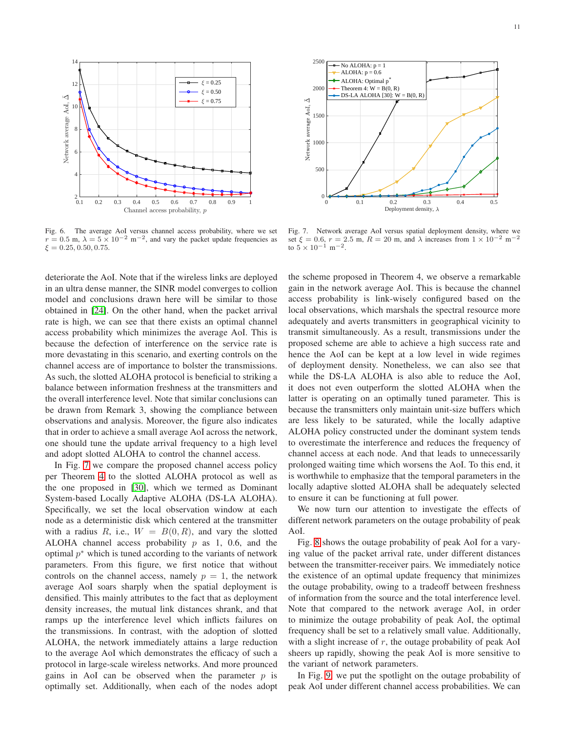14
12
10
8
6
4
2

0.1 0.2 0.3 0.4 0.5 0.6 0.7 0.8 0.9 1

Channel access probability, $p$

Network average AoI, $\bar{\Delta}$

$\xi = 0.25$
$\xi = 0.50$
$\xi = 0.75$

Fig. 6. The average AoI versus channel access probability, where we set $r = 0.5$ m, $\lambda = 5 \times 10^{-2}$ m$^{-2}$, and vary the packet update frequencies as $\xi = 0.25, 0.50, 0.75$.

2500
2000
1500
1000
500
0

0 0.1 0.2 0.3 0.4 0.5

Deployment density, $\lambda$

Network average AoI, $\bar{\Delta}$

No ALOHA: p = 1
ALOHA: p = 0.6
ALOHA: Optimal p*
Theorem 4: W = B(0, R)
DS-LA ALOHA [30]: W = B(0, R)

Fig. 7. Network average AoI versus spatial deployment density, where we set $\xi = 0.6$, $r = 2.5$ m, $R = 20$ m, and $\lambda$ increases from $1 \times 10^{-2}$ m$^{-2}$ to $5 \times 10^{-1}$ m$^{-2}$.

deteriorate the AoI. Note that if the wireless links are deployed in an ultra dense manner, the SINR model converges to collion model and conclusions drawn here will be similar to those obtained in [24]. On the other hand, when the packet arrival rate is high, we can see that there exists an optimal channel access probability which minimizes the average AoI. This is because the defection of interference on the service rate is more devastating in this scenario, and exerting controls on the channel access are of importance to bolster the transmissions. As such, the slotted ALOHA protocol is beneficial to striking a balance between information freshness at the transmitters and the overall interference level. Note that similar conclusions can be drawn from Remark 3, showing the compliance between observations and analysis. Moreover, the figure also indicates that in order to achieve a small average AoI across the network, one should tune the update arrival frequency to a high level and adopt slotted ALOHA to control the channel access.

In Fig. 7 we compare the proposed channel access policy per Theorem 4 to the slotted ALOHA protocol as well as the one proposed in [30], which we termed as Dominant System-based Locally Adaptive ALOHA (DS-LA ALOHA). Specifically, we set the local observation window at each node as a deterministic disk which centered at the transmitter with a radius $R$, i.e., $W = B(0, R)$, and vary the slotted ALOHA channel access probability $p$ as 1, 0.6, and the optimal $p^*$ which is tuned according to the variants of network parameters. From this figure, we first notice that without controls on the channel access, namely $p = 1$, the network average AoI soars sharply when the spatial deployment is densified. This mainly attributes to the fact that as deployment density increases, the mutual link distances shrank, and that ramps up the interference level which inflicts failures on the transmissions. In contrast, with the adoption of slotted ALOHA, the network immediately attains a large reduction to the average AoI which demonstrates the efficacy of such a protocol in large-scale wireless networks. And more prounced gains in AoI can be observed when the parameter $p$ is optimally set. Additionally, when each of the nodes adopt the scheme proposed in Theorem 4, we observe a remarkable gain in the network average AoI. This is because the channel access probability is link-wisely configured based on the local observations, which marshals the spectral resource more adequately and averts transmitters in geographical vicinity to transmit simultaneously. As a result, transmissions under the proposed scheme are able to achieve a high success rate and hence the AoI can be kept at a low level in wide regimes of deployment density. Nonetheless, we can also see that while the DS-LA ALOHA is also able to reduce the AoI, it does not even outperform the slotted ALOHA when the latter is operating on an optimally tuned parameter. This is because the transmitters only maintain unit-size buffers which are less likely to be saturated, while the locally adaptive ALOHA policy constructed under the dominant system tends to overestimate the interference and reduces the frequency of channel access at each node. And that leads to unnecessarily prolonged waiting time which worsens the AoI. To this end, it is worthwhile to emphasize that the temporal parameters in the locally adaptive slotted ALOHA shall be adequately selected to ensure it can be functioning at full power.

We now turn our attention to investigate the effects of different network parameters on the outage probability of peak AoI.

Fig. 8 shows the outage probability of peak AoI for a varying value of the packet arrival rate, under different distances between the transmitter-receiver pairs. We immediately notice the existence of an optimal update frequency that minimizes the outage probability, owing to a tradeoff between freshness of information from the source and the total interference level. Note that compared to the network average AoI, in order to minimize the outage probability of peak AoI, the optimal frequency shall be set to a relatively small value. Additionally, with a slight increase of $r$, the outage probability of peak AoI sheers up rapidly, showing the peak AoI is more sensitive to the variant of network parameters.

In Fig. 9, we put the spotlight on the outage probability of peak AoI under different channel access probabilities. We can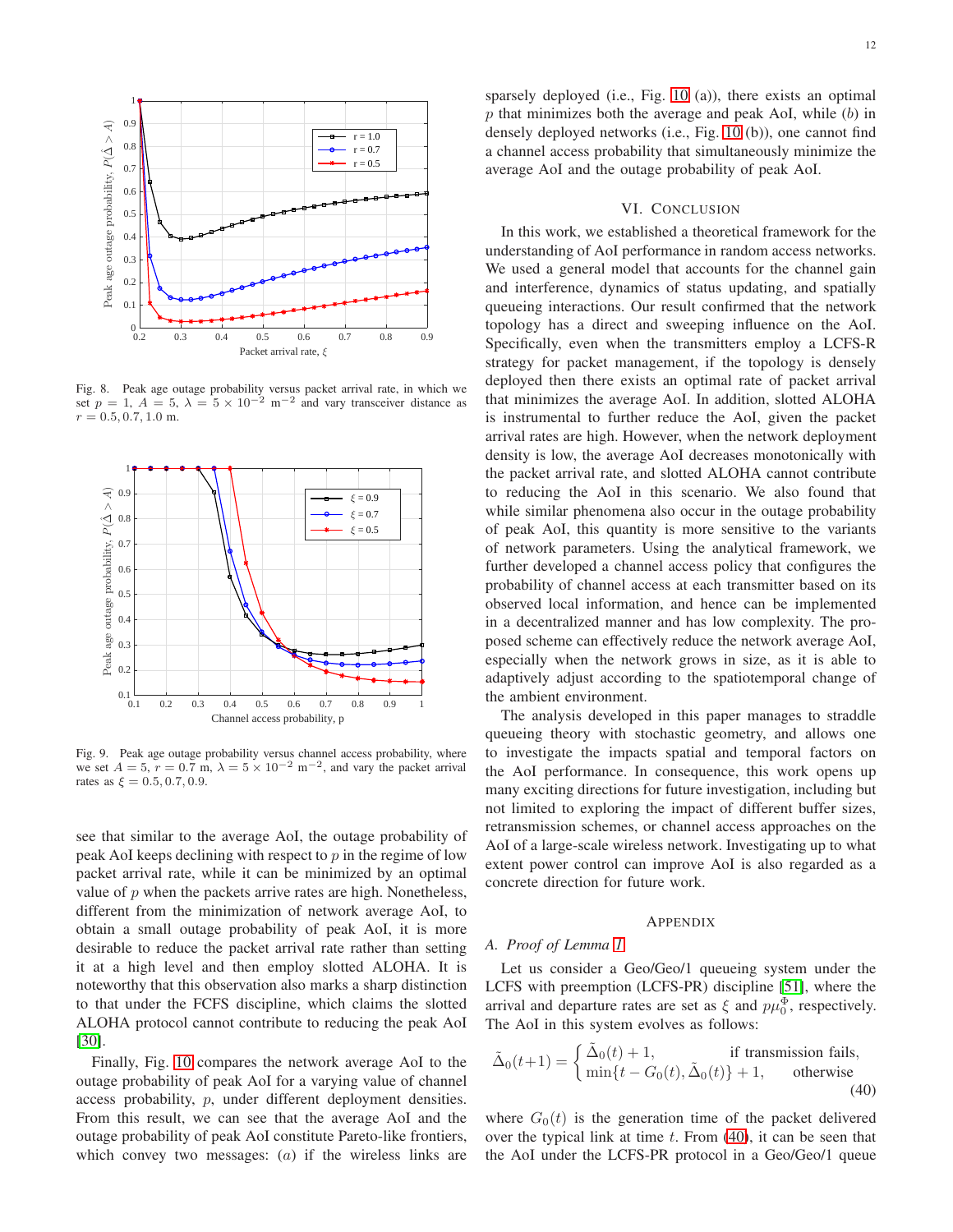1
0.9
0.8
0.7
0.6
0.5
0.4
0.3
0.2
0.1
0

Peak age outage probability, $P(\hat{\Delta} > A)$

r = 1.0
r = 0.7
r = 0.5

0.2 0.3 0.4 0.5 0.6 0.7 0.8 0.9

Packet arrival rate, $\xi$

Fig. 8. Peak age outage probability versus packet arrival rate, in which we set $p = 1$, $A = 5$, $\lambda = 5 \times 10^{-2}$ m$^{-2}$ and vary transceiver distance as $r = 0.5, 0.7, 1.0$ m.

1
0.9
0.8
0.7
0.6
0.5
0.4
0.3
0.2
0.1

Peak age outage probability, $P(\hat{\Delta} > A)$

$\xi = 0.9$
$\xi = 0.7$
$\xi = 0.5$

0.1 0.2 0.3 0.4 0.5 0.6 0.7 0.8 0.9 1

Channel access probability, p

Fig. 9. Peak age outage probability versus channel access probability, where we set $A = 5$, $r = 0.7$ m, $\lambda = 5 \times 10^{-2}$ m$^{-2}$, and vary the packet arrival rates as $\xi = 0.5, 0.7, 0.9$.

see that similar to the average AoI, the outage probability of peak AoI keeps declining with respect to $p$ in the regime of low packet arrival rate, while it can be minimized by an optimal value of $p$ when the packets arrive rates are high. Nonetheless, different from the minimization of network average AoI, to obtain a small outage probability of peak AoI, it is more desirable to reduce the packet arrival rate rather than setting it at a high level and then employ slotted ALOHA. It is noteworthy that this observation also marks a sharp distinction to that under the FCFS discipline, which claims the slotted ALOHA protocol cannot contribute to reducing the peak AoI [30].

Finally, Fig. 10 compares the network average AoI to the outage probability of peak AoI for a varying value of channel access probability, $p$, under different deployment densities. From this result, we can see that the average AoI and the outage probability of peak AoI constitute Pareto-like frontiers, which convey two messages: $(a)$ if the wireless links are sparsely deployed (i.e., Fig. 10 (a)), there exists an optimal $p$ that minimizes both the average and peak AoI, while $(b)$ in densely deployed networks (i.e., Fig. 10 (b)), one cannot find a channel access probability that simultaneously minimize the average AoI and the outage probability of peak AoI.

## VI. Conclusion

In this work, we established a theoretical framework for the understanding of AoI performance in random access networks. We used a general model that accounts for the channel gain and interference, dynamics of status updating, and spatially queueing interactions. Our result confirmed that the network topology has a direct and sweeping influence on the AoI. Specifically, even when the transmitters employ a LCFS-R strategy for packet management, if the topology is densely deployed then there exists an optimal rate of packet arrival that minimizes the average AoI. In addition, slotted ALOHA is instrumental to further reduce the AoI, given the packet arrival rates are high. However, when the network deployment density is low, the average AoI decreases monotonically with the packet arrival rate, and slotted ALOHA cannot contribute to reducing the AoI in this scenario. We also found that while similar phenomena also occur in the outage probability of peak AoI, this quantity is more sensitive to the variants of network parameters. Using the analytical framework, we further developed a channel access policy that configures the probability of channel access at each transmitter based on its observed local information, and hence can be implemented in a decentralized manner and has low complexity. The proposed scheme can effectively reduce the network average AoI, especially when the network grows in size, as it is able to adaptively adjust according to the spatiotemporal change of the ambient environment.

The analysis developed in this paper manages to straddle queueing theory with stochastic geometry, and allows one to investigate the impacts spatial and temporal factors on the AoI performance. In consequence, this work opens up many exciting directions for future investigation, including but not limited to exploring the impact of different buffer sizes, retransmission schemes, or channel access approaches on the AoI of a large-scale wireless network. Investigating up to what extent power control can improve AoI is also regarded as a concrete direction for future work.

## Appendix

### A. Proof of Lemma 1

Let us consider a Geo/Geo/1 queueing system under the LCFS with preemption (LCFS-PR) discipline [51], where the arrival and departure rates are set as $\xi$ and $p\mu_0^{\Phi}$, respectively. The AoI in this system evolves as follows:

$$\tilde{\Delta}_0(t+1) = \begin{cases} \tilde{\Delta}_0(t) + 1, & \text{if transmission fails,} \\ \min\{t - G_0(t), \tilde{\Delta}_0(t)\} + 1, & \text{otherwise} \end{cases} \tag{40}$$

where $G_0(t)$ is the generation time of the packet delivered over the typical link at time $t$. From (40), it can be seen that the AoI under the LCFS-PR protocol in a Geo/Geo/1 queue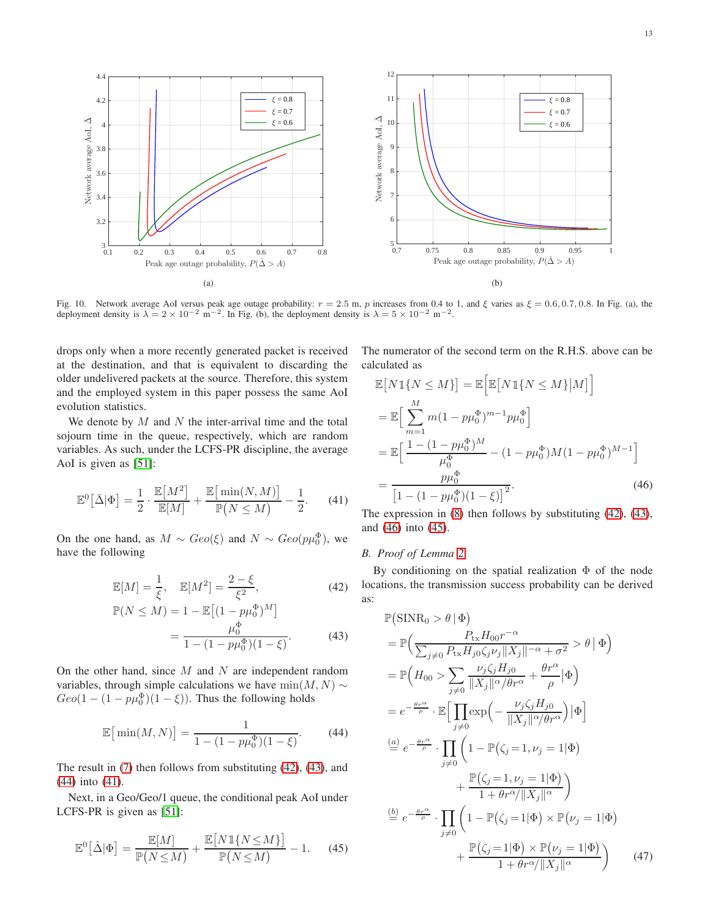(a)

Network average AoI, $\bar{\Delta}$

Peak age outage probability, $P(\hat{\Delta} > A)$

$\xi = 0.8$
$\xi = 0.7$
$\xi = 0.6$

4.4
4.2
4
3.8
3.6
3.4
3.2
3

0.1 0.2 0.3 0.4 0.5 0.6 0.7 0.8

(b)

Network average AoI, $\bar{\Delta}$

Peak age outage probability, $P(\hat{\Delta} > A)$

$\xi = 0.8$
$\xi = 0.7$
$\xi = 0.6$

12
11
10
9
8
7
6
5

0.7 0.75 0.8 0.85 0.9 0.95 1

Fig. 10. Network average AoI versus peak age outage probability: $r = 2.5$ m, $p$ increases from 0.4 to 1, and $\xi$ varies as $\xi = 0.6, 0.7, 0.8$. In Fig. (a), the deployment density is $\lambda = 2 \times 10^{-2}$ m$^{-2}$. In Fig. (b), the deployment density is $\lambda = 5 \times 10^{-2}$ m$^{-2}$.

drops only when a more recently generated packet is received at the destination, and that is equivalent to discarding the older undelivered packets at the source. Therefore, this system and the employed system in this paper possess the same AoI evolution statistics.

We denote by $M$ and $N$ the inter-arrival time and the total sojourn time in the queue, respectively, which are random variables. As such, under the LCFS-PR discipline, the average AoI is given as [51]:

$$\mathbb{E}^0\big[\bar{\Delta}|\Phi\big] = \frac{1}{2}\cdot\frac{\mathbb{E}\big[M^2\big]}{\mathbb{E}[M]} + \frac{\mathbb{E}\big[\min(N,M)\big]}{\mathbb{P}(N\leq M)} - \frac{1}{2}. \tag{41}$$

On the one hand, as $M \sim Geo(\xi)$ and $N \sim Geo(p\mu_0^\Phi)$, we have the following

$$\mathbb{E}[M] = \frac{1}{\xi}, \quad \mathbb{E}[M^2] = \frac{2-\xi}{\xi^2}, \tag{42}$$

$$\mathbb{P}(N\leq M) = 1 - \mathbb{E}\big[(1-p\mu_0^\Phi)^M\big] = \frac{\mu_0^\Phi}{1-(1-p\mu_0^\Phi)(1-\xi)}. \tag{43}$$

On the other hand, since $M$ and $N$ are independent random variables, through simple calculations we have $\min(M,N) \sim Geo(1-(1-p\mu_0^\Phi)(1-\xi))$. Thus the following holds

$$\mathbb{E}\big[\min(M,N)\big] = \frac{1}{1-(1-p\mu_0^\Phi)(1-\xi)}. \tag{44}$$

The result in (7) then follows from substituting (42), (43), and (44) into (41).

Next, in a Geo/Geo/1 queue, the conditional peak AoI under LCFS-PR is given as [51]:

$$\mathbb{E}^0\big[\hat{\Delta}|\Phi\big] = \frac{\mathbb{E}[M]}{\mathbb{P}(N\leq M)} + \frac{\mathbb{E}\big[N\mathbb{1}\{N\leq M\}\big]}{\mathbb{P}(N\leq M)} - 1. \tag{45}$$

The numerator of the second term on the R.H.S. above can be calculated as

$$\begin{aligned}
\mathbb{E}\big[N\mathbb{1}\{N\leq M\}\big] &= \mathbb{E}\Big[\mathbb{E}\big[N\mathbb{1}\{N\leq M\}\big|M\big]\Big] \\
&= \mathbb{E}\Big[\sum_{m=1}^{M} m(1-p\mu_0^\Phi)^{m-1}p\mu_0^\Phi\Big] \\
&= \mathbb{E}\Big[\frac{1-(1-p\mu_0^\Phi)^M}{\mu_0^\Phi} - (1-p\mu_0^\Phi)M(1-p\mu_0^\Phi)^{M-1}\Big] \\
&= \frac{p\mu_0^\Phi}{\big[1-(1-p\mu_0^\Phi)(1-\xi)\big]^2}.
\end{aligned} \tag{46}$$

The expression in (8) then follows by substituting (42), (43), and (46) into (45).

## B. Proof of Lemma 2

By conditioning on the spatial realization $\Phi$ of the node locations, the transmission success probability can be derived as:

$$\begin{aligned}
&\mathbb{P}\big(\mathrm{SINR}_0 > \theta\,|\,\Phi\big) \\
&= \mathbb{P}\Big(\frac{P_{\mathrm{tx}}H_{00}r^{-\alpha}}{\sum_{j\neq 0}P_{\mathrm{tx}}H_{j0}\zeta_j\nu_j\|X_j\|^{-\alpha}+\sigma^2} > \theta\,\big|\,\Phi\Big) \\
&= \mathbb{P}\Big(H_{00} > \sum_{j\neq 0}\frac{\nu_j\zeta_j H_{j0}}{\|X_j\|^\alpha/\theta r^\alpha} + \frac{\theta r^\alpha}{\rho}\big|\Phi\Big) \\
&= e^{-\frac{\theta r^\alpha}{\rho}}\cdot\mathbb{E}\Big[\prod_{j\neq 0}\exp\Big(-\frac{\nu_j\zeta_j H_{j0}}{\|X_j\|^\alpha/\theta r^\alpha}\Big)\big|\Phi\Big] \\
&\overset{(a)}{=} e^{-\frac{\theta r^\alpha}{\rho}}\cdot\prod_{j\neq 0}\bigg(1-\mathbb{P}\big(\zeta_j=1,\nu_j=1|\Phi\big) \\
&\qquad + \frac{\mathbb{P}\big(\zeta_j=1,\nu_j=1|\Phi\big)}{1+\theta r^\alpha/\|X_j\|^\alpha}\bigg) \\
&\overset{(b)}{=} e^{-\frac{\theta r^\alpha}{\rho}}\cdot\prod_{j\neq 0}\bigg(1-\mathbb{P}\big(\zeta_j=1|\Phi\big)\times\mathbb{P}\big(\nu_j=1|\Phi\big) \\
&\qquad + \frac{\mathbb{P}\big(\zeta_j=1|\Phi\big)\times\mathbb{P}\big(\nu_j=1|\Phi\big)}{1+\theta r^\alpha/\|X_j\|^\alpha}\bigg)
\end{aligned} \tag{47}$$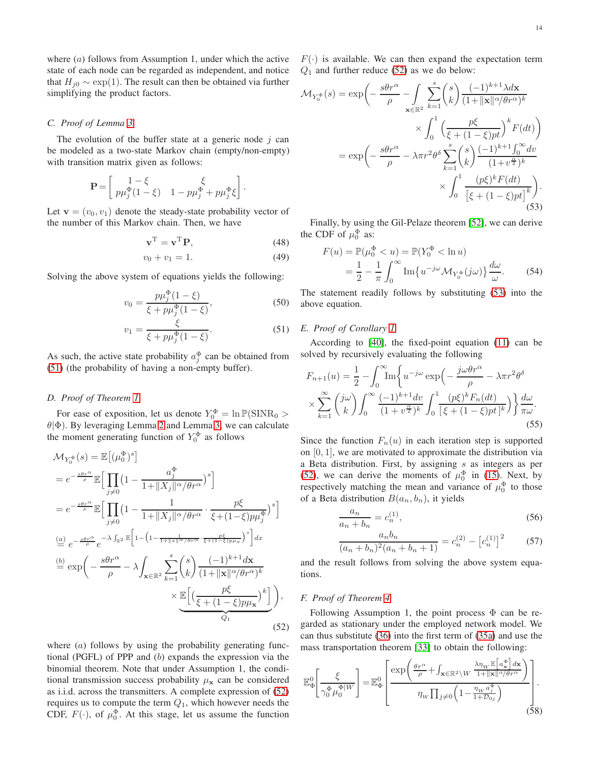where $(a)$ follows from Assumption 1, under which the active state of each node can be regarded as independent, and notice that $H_{j0} \sim \exp(1)$. The result can then be obtained via further simplifying the product factors.

### C. Proof of Lemma 3

The evolution of the buffer state at a generic node $j$ can be modeled as a two-state Markov chain (empty/non-empty) with transition matrix given as follows:

$$\mathbf{P} = \begin{bmatrix} 1-\xi & \xi \\ p\mu_j^{\Phi}(1-\xi) & 1-p\mu_j^{\Phi}+p\mu_j^{\Phi}\xi \end{bmatrix}.$$

Let $\mathbf{v} = (v_0, v_1)$ denote the steady-state probability vector of the number of this Markov chain. Then, we have

$$\mathbf{v}^{\mathrm{T}} = \mathbf{v}^{\mathrm{T}}\mathbf{P}, \tag{48}$$

$$v_0 + v_1 = 1. \tag{49}$$

Solving the above system of equations yields the following:

$$v_0 = \frac{p\mu_j^{\Phi}(1-\xi)}{\xi + p\mu_j^{\Phi}(1-\xi)}, \tag{50}$$

$$v_1 = \frac{\xi}{\xi + p\mu_j^{\Phi}(1-\xi)}. \tag{51}$$

As such, the active state probability $a_j^{\Phi}$ can be obtained from (51) (the probability of having a non-empty buffer).

### D. Proof of Theorem 1

For ease of exposition, let us denote $Y_0^{\Phi} = \ln \mathbb{P}(\mathrm{SINR}_0 > \theta|\Phi)$. By leveraging Lemma 2 and Lemma 3, we can calculate the moment generating function of $Y_0^{\Phi}$ as follows

$$\begin{aligned}
\mathcal{M}_{Y_0^{\Phi}}(s) &= \mathbb{E}\big[(\mu_0^{\Phi})^s\big] \\
&= e^{-\frac{s\theta r^{\alpha}}{\rho}}\mathbb{E}\Big[\prod_{j\neq 0}\big(1-\frac{a_j^{\Phi}}{1+\|X_j\|^{\alpha}/\theta r^{\alpha}}\big)^s\Big] \\
&= e^{-\frac{s\theta r^{\alpha}}{\rho}}\mathbb{E}\Big[\prod_{j\neq 0}\big(1-\frac{1}{1+\|X_j\|^{\alpha}/\theta r^{\alpha}}\cdot\frac{p\xi}{\xi+(1-\xi)p\mu_j^{\Phi}}\big)^s\Big] \\
&\stackrel{(a)}{=} e^{-\frac{s\theta r^{\alpha}}{\rho}} e^{-\lambda\int_{\mathbb{R}^2}\mathbb{E}\left[1-\left(1-\frac{1}{1+\|x\|^{\alpha}/\theta r^{\alpha}}\cdot\frac{p\xi}{\xi+(1-\xi)p\mu_x}\right)^s\right]dx} \\
&\stackrel{(b)}{=} \exp\bigg(-\frac{s\theta r^{\alpha}}{\rho} - \lambda\int_{\mathbf{x}\in\mathbb{R}^2}\sum_{k=1}^{s}\binom{s}{k}\frac{(-1)^{k+1}d\mathbf{x}}{(1+\|\mathbf{x}\|^{\alpha}/\theta r^{\alpha})^k} \\
&\qquad\qquad \times \underbrace{\mathbb{E}\Big[\big(\frac{p\xi}{\xi+(1-\xi)p\mu_{\mathbf{x}}}\big)^k\Big]}_{Q_1}\bigg),
\end{aligned} \tag{52}$$

where $(a)$ follows by using the probability generating functional (PGFL) of PPP and $(b)$ expands the expression via the binomial theorem. Note that under Assumption 1, the conditional transmission success probability $\mu_{\mathbf{x}}$ can be considered as i.i.d. across the transmitters. A complete expression of (52) requires us to compute the term $Q_1$, which however needs the CDF, $F(\cdot)$, of $\mu_0^{\Phi}$. At this stage, let us assume the function $F(\cdot)$ is available. We can then expand the expectation term $Q_1$ and further reduce (52) as we do below:

$$\begin{aligned}
\mathcal{M}_{Y_0^{\Phi}}(s) &= \exp\bigg(-\frac{s\theta r^{\alpha}}{\rho} - \int_{\mathbf{x}\in\mathbb{R}^2}\sum_{k=1}^{s}\binom{s}{k}\frac{(-1)^{k+1}\lambda d\mathbf{x}}{(1+\|\mathbf{x}\|^{\alpha}/\theta r^{\alpha})^k} \\
&\qquad\qquad \times \int_0^1\Big(\frac{p\xi}{\xi+(1-\xi)pt}\Big)^k F(dt)\bigg) \\
&= \exp\bigg(-\frac{s\theta r^{\alpha}}{\rho} - \lambda\pi r^2\theta^{\delta}\sum_{k=1}^{s}\binom{s}{k}\frac{(-1)^{k+1}\int_0^{\infty}dv}{(1+v^{\frac{\alpha}{2}})^k} \\
&\qquad\qquad \times \int_0^1\frac{(p\xi)^k F(dt)}{\big[\xi+(1-\xi)pt\big]^k}\bigg).
\end{aligned} \tag{53}$$

Finally, by using the Gil-Pelaze theorem [52], we can derive the CDF of $\mu_0^{\Phi}$ as:

$$\begin{aligned}
F(u) &= \mathbb{P}(\mu_0^{\Phi} < u) = \mathbb{P}(Y_0^{\Phi} < \ln u) \\
&= \frac{1}{2} - \frac{1}{\pi}\int_0^{\infty}\mathrm{Im}\big\{u^{-j\omega}\mathcal{M}_{Y_0^{\Phi}}(j\omega)\big\}\frac{d\omega}{\omega}.
\end{aligned} \tag{54}$$

The statement readily follows by substituting (53) into the above equation.

### E. Proof of Corollary 1

According to [40], the fixed-point equation (11) can be solved by recursively evaluating the following

$$\begin{aligned}
F_{n+1}(u) &= \frac{1}{2} - \int_0^{\infty}\mathrm{Im}\bigg\{u^{-j\omega}\exp\Big(-\frac{j\omega\theta r^{\alpha}}{\rho} - \lambda\pi r^2\theta^{\delta} \\
&\times \sum_{k=1}^{\infty}\binom{j\omega}{k}\int_0^{\infty}\frac{(-1)^{k+1}dv}{(1+v^{\frac{\alpha}{2}})^k}\int_0^1\frac{(p\xi)^k F_n(dt)}{\big[\xi+(1-\xi)pt\big]^k}\Big)\bigg\}\frac{d\omega}{\pi\omega}.
\end{aligned} \tag{55}$$

Since the function $F_n(u)$ in each iteration step is supported on $[0,1]$, we are motivated to approximate the distribution via a Beta distribution. First, by assigning $s$ as integers as per (52), we can derive the moments of $\mu_0^{\Phi}$ in (15). Next, by respectively matching the mean and variance of $\mu_0^{\Phi}$ to those of a Beta distribution $B(a_n, b_n)$, it yields

$$\frac{a_n}{a_n+b_n} = c_n^{(1)}, \tag{56}$$

$$\frac{a_n b_n}{(a_n+b_n)^2(a_n+b_n+1)} = c_n^{(2)} - \big[c_n^{(1)}\big]^2 \tag{57}$$

and the result follows from solving the above system equations.

### F. Proof of Theorem 4

Following Assumption 1, the point process $\Phi$ can be regarded as stationary under the employed network model. We can thus substitute (36) into the first term of (35a) and use the mass transportation theorem [33] to obtain the following:

$$\mathbb{E}_{\Phi}^0\bigg[\frac{\xi}{\gamma_0^{\Phi}\mu_0^{\Phi|W}}\bigg] = \mathbb{E}_{\Phi}^0\left[\frac{\exp\Big(\frac{\theta r^{\alpha}}{\rho} + \int_{\mathbf{x}\in\mathbb{R}^2\setminus W}\frac{\lambda\eta_W\mathbb{E}\big[a_{\mathbf{x}}^{\Phi}\big]d\mathbf{x}}{1+\|\mathbf{x}\|^{\alpha}/\theta r^{\alpha}}\Big)}{\eta_W\prod_{j\neq 0}\Big(1-\frac{\eta_W a_j^{\Phi}}{1+\mathcal{D}_{0j}}\Big)}\right]. \tag{58}$$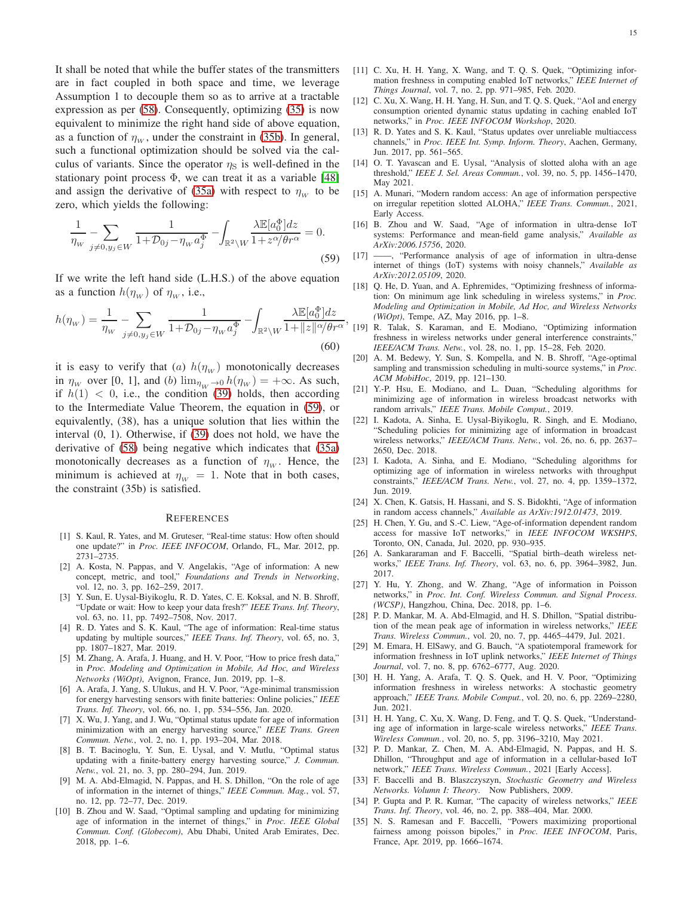It shall be noted that while the buffer states of the transmitters are in fact coupled in both space and time, we leverage Assumption 1 to decouple them so as to arrive at a tractable expression as per (58). Consequently, optimizing (35) is now equivalent to minimize the right hand side of above equation, as a function of $\eta_W$, under the constraint in (35b). In general, such a functional optimization should be solved via the calculus of variants. Since the operator $\eta_{\mathrm{S}}$ is well-defined in the stationary point process $\Phi$, we can treat it as a variable [48] and assign the derivative of (35a) with respect to $\eta_W$ to be zero, which yields the following:

$$\frac{1}{\eta_W} - \sum_{j\neq 0, y_j \in W} \frac{1}{1+\mathcal{D}_{0j} - \eta_W a_j^{\Phi}} - \int_{\mathbb{R}^2 \setminus W} \frac{\lambda \mathbb{E}[a_0^{\Phi}] dz}{1+z^{\alpha}/\theta r^{\alpha}} = 0. \tag{59}$$

If we write the left hand side (L.H.S.) of the above equation as a function $h(\eta_W)$ of $\eta_W$, i.e.,

$$h(\eta_W) = \frac{1}{\eta_W} - \sum_{j\neq 0, y_j \in W} \frac{1}{1+\mathcal{D}_{0j} - \eta_W a_j^{\Phi}} - \int_{\mathbb{R}^2 \setminus W} \frac{\lambda \mathbb{E}[a_0^{\Phi}] dz}{1+\|z\|^{\alpha}/\theta r^{\alpha}}, \tag{60}$$

it is easy to verify that $(a)$ $h(\eta_W)$ monotonically decreases in $\eta_W$ over [0, 1], and $(b)$ $\lim_{\eta_W \to 0} h(\eta_W) = +\infty$. As such, if $h(1) < 0$, i.e., the condition (39) holds, then according to the Intermediate Value Theorem, the equation in (59), or equivalently, (38), has a unique solution that lies within the interval (0, 1). Otherwise, if (39) does not hold, we have the derivative of (58) being negative which indicates that (35a) monotonically decreases as a function of $\eta_W$. Hence, the minimum is achieved at $\eta_W = 1$. Note that in both cases, the constraint (35b) is satisfied.

## References

[1] S. Kaul, R. Yates, and M. Gruteser, "Real-time status: How often should one update?" in *Proc. IEEE INFOCOM*, Orlando, FL, Mar. 2012, pp. 2731–2735.

[2] A. Kosta, N. Pappas, and V. Angelakis, "Age of information: A new concept, metric, and tool," *Foundations and Trends in Networking*, vol. 12, no. 3, pp. 162–259, 2017.

[3] Y. Sun, E. Uysal-Biyikoglu, R. D. Yates, C. E. Koksal, and N. B. Shroff, "Update or wait: How to keep your data fresh?" *IEEE Trans. Inf. Theory*, vol. 63, no. 11, pp. 7492–7508, Nov. 2017.

[4] R. D. Yates and S. K. Kaul, "The age of information: Real-time status updating by multiple sources," *IEEE Trans. Inf. Theory*, vol. 65, no. 3, pp. 1807–1827, Mar. 2019.

[5] M. Zhang, A. Arafa, J. Huang, and H. V. Poor, "How to price fresh data," in *Proc. Modeling and Optimization in Mobile, Ad Hoc, and Wireless Networks (WiOpt)*, Avignon, France, Jun. 2019, pp. 1–8.

[6] A. Arafa, J. Yang, S. Ulukus, and H. V. Poor, "Age-minimal transmission for energy harvesting sensors with finite batteries: Online policies," *IEEE Trans. Inf. Theory*, vol. 66, no. 1, pp. 534–556, Jan. 2020.

[7] X. Wu, J. Yang, and J. Wu, "Optimal status update for age of information minimization with an energy harvesting source," *IEEE Trans. Green Commun. Netw.*, vol. 2, no. 1, pp. 193–204, Mar. 2018.

[8] B. T. Bacinoglu, Y. Sun, E. Uysal, and V. Mutlu, "Optimal status updating with a finite-battery energy harvesting source," *J. Commun. Netw.*, vol. 21, no. 3, pp. 280–294, Jun. 2019.

[9] M. A. Abd-Elmagid, N. Pappas, and H. S. Dhillon, "On the role of age of information in the internet of things," *IEEE Commun. Mag.*, vol. 57, no. 12, pp. 72–77, Dec. 2019.

[10] B. Zhou and W. Saad, "Optimal sampling and updating for minimizing age of information in the internet of things," in *Proc. IEEE Global Commun. Conf. (Globecom)*, Abu Dhabi, United Arab Emirates, Dec. 2018, pp. 1–6.

[11] C. Xu, H. H. Yang, X. Wang, and T. Q. S. Quek, "Optimizing information freshness in computing enabled IoT networks," *IEEE Internet of Things Journal*, vol. 7, no. 2, pp. 971–985, Feb. 2020.

[12] C. Xu, X. Wang, H. H. Yang, H. Sun, and T. Q. S. Quek, "AoI and energy consumption oriented dynamic status updating in caching enabled IoT networks," in *Proc. IEEE INFOCOM Workshop*, 2020.

[13] R. D. Yates and S. K. Kaul, "Status updates over unreliable multiaccess channels," in *Proc. IEEE Int. Symp. Inform. Theory*, Aachen, Germany, Jun. 2017, pp. 561–565.

[14] O. T. Yavascan and E. Uysal, "Analysis of slotted aloha with an age threshold," *IEEE J. Sel. Areas Commun.*, vol. 39, no. 5, pp. 1456–1470, May 2021.

[15] A. Munari, "Modern random access: An age of information perspective on irregular repetition slotted ALOHA," *IEEE Trans. Commun.*, 2021, Early Access.

[16] B. Zhou and W. Saad, "Age of information in ultra-dense IoT systems: Performance and mean-field game analysis," *Available as ArXiv:2006.15756*, 2020.

[17] ——, "Performance analysis of age of information in ultra-dense internet of things (IoT) systems with noisy channels," *Available as ArXiv:2012.05109*, 2020.

[18] Q. He, D. Yuan, and A. Ephremides, "Optimizing freshness of information: On minimum age link scheduling in wireless systems," in *Proc. Modeling and Optimization in Mobile, Ad Hoc, and Wireless Networks (WiOpt)*, Tempe, AZ, May 2016, pp. 1–8.

[19] R. Talak, S. Karaman, and E. Modiano, "Optimizing information freshness in wireless networks under general interference constraints," *IEEE/ACM Trans. Netw.*, vol. 28, no. 1, pp. 15–28, Feb. 2020.

[20] A. M. Bedewy, Y. Sun, S. Kompella, and N. B. Shroff, "Age-optimal sampling and transmission scheduling in multi-source systems," in *Proc. ACM MobiHoc*, 2019, pp. 121–130.

[21] Y.-P. Hsu, E. Modiano, and L. Duan, "Scheduling algorithms for minimizing age of information in wireless broadcast networks with random arrivals," *IEEE Trans. Mobile Comput.*, 2019.

[22] I. Kadota, A. Sinha, E. Uysal-Biyikoglu, R. Singh, and E. Modiano, "Scheduling policies for minimizing age of information in broadcast wireless networks," *IEEE/ACM Trans. Netw.*, vol. 26, no. 6, pp. 2637–2650, Dec. 2018.

[23] I. Kadota, A. Sinha, and E. Modiano, "Scheduling algorithms for optimizing age of information in wireless networks with throughput constraints," *IEEE/ACM Trans. Netw.*, vol. 27, no. 4, pp. 1359–1372, Jun. 2019.

[24] X. Chen, K. Gatsis, H. Hassani, and S. S. Bidokhti, "Age of information in random access channels," *Available as ArXiv:1912.01473*, 2019.

[25] H. Chen, Y. Gu, and S.-C. Liew, "Age-of-information dependent random access for massive IoT networks," in *IEEE INFOCOM WKSHPS*, Toronto, ON, Canada, Jul. 2020, pp. 930–935.

[26] A. Sankararaman and F. Baccelli, "Spatial birth–death wireless networks," *IEEE Trans. Inf. Theory*, vol. 63, no. 6, pp. 3964–3982, Jun. 2017.

[27] Y. Hu, Y. Zhong, and W. Zhang, "Age of information in Poisson networks," in *Proc. Int. Conf. Wireless Commun. and Signal Process. (WCSP)*, Hangzhou, China, Dec. 2018, pp. 1–6.

[28] P. D. Mankar, M. A. Abd-Elmagid, and H. S. Dhillon, "Spatial distribution of the mean peak age of information in wireless networks," *IEEE Trans. Wireless Commun.*, vol. 20, no. 7, pp. 4465–4479, Jul. 2021.

[29] M. Emara, H. ElSawy, and G. Bauch, "A spatiotemporal framework for information freshness in IoT uplink networks," *IEEE Internet of Things Journal*, vol. 7, no. 8, pp. 6762–6777, Aug. 2020.

[30] H. H. Yang, A. Arafa, T. Q. S. Quek, and H. V. Poor, "Optimizing information freshness in wireless networks: A stochastic geometry approach," *IEEE Trans. Mobile Comput.*, vol. 20, no. 6, pp. 2269–2280, Jun. 2021.

[31] H. H. Yang, C. Xu, X. Wang, D. Feng, and T. Q. S. Quek, "Understanding age of information in large-scale wireless networks," *IEEE Trans. Wireless Commun.*, vol. 20, no. 5, pp. 3196–3210, May 2021.

[32] P. D. Mankar, Z. Chen, M. A. Abd-Elmagid, N. Pappas, and H. S. Dhillon, "Throughput and age of information in a cellular-based IoT network," *IEEE Trans. Wireless Commun.*, 2021 [Early Access].

[33] F. Baccelli and B. Blaszczyszyn, *Stochastic Geometry and Wireless Networks. Volumn I: Theory*. Now Publishers, 2009.

[34] P. Gupta and P. R. Kumar, "The capacity of wireless networks," *IEEE Trans. Inf. Theory*, vol. 46, no. 2, pp. 388–404, Mar. 2000.

[35] N. S. Ramesan and F. Baccelli, "Powers maximizing proportional fairness among poisson bipoles," in *Proc. IEEE INFOCOM*, Paris, France, Apr. 2019, pp. 1666–1674.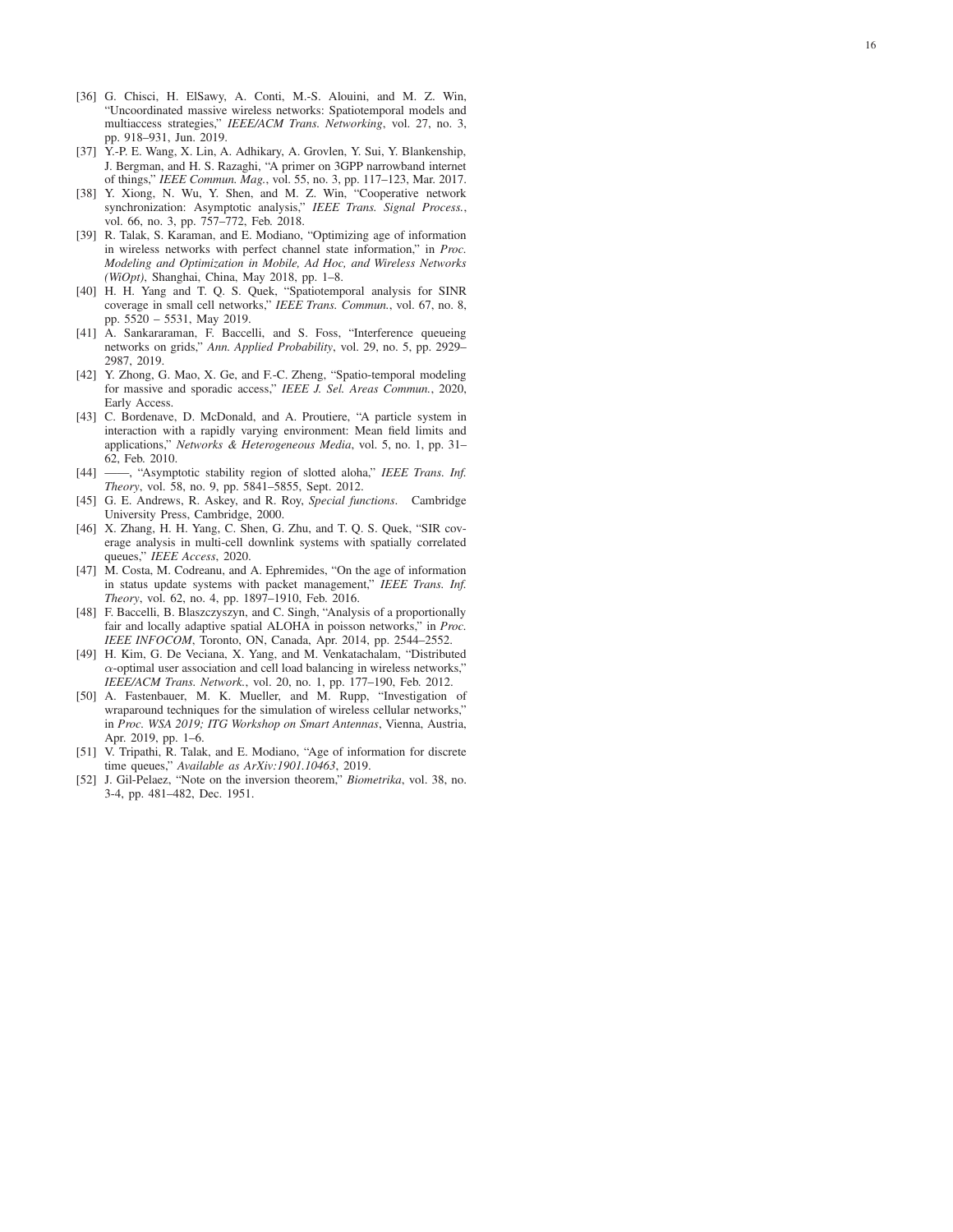[36] G. Chisci, H. ElSawy, A. Conti, M.-S. Alouini, and M. Z. Win, "Uncoordinated massive wireless networks: Spatiotemporal models and multiaccess strategies," *IEEE/ACM Trans. Networking*, vol. 27, no. 3, pp. 918–931, Jun. 2019.

[37] Y.-P. E. Wang, X. Lin, A. Adhikary, A. Grovlen, Y. Sui, Y. Blankenship, J. Bergman, and H. S. Razaghi, "A primer on 3GPP narrowband internet of things," *IEEE Commun. Mag.*, vol. 55, no. 3, pp. 117–123, Mar. 2017.

[38] Y. Xiong, N. Wu, Y. Shen, and M. Z. Win, "Cooperative network synchronization: Asymptotic analysis," *IEEE Trans. Signal Process.*, vol. 66, no. 3, pp. 757–772, Feb. 2018.

[39] R. Talak, S. Karaman, and E. Modiano, "Optimizing age of information in wireless networks with perfect channel state information," in *Proc. Modeling and Optimization in Mobile, Ad Hoc, and Wireless Networks (WiOpt)*, Shanghai, China, May 2018, pp. 1–8.

[40] H. H. Yang and T. Q. S. Quek, "Spatiotemporal analysis for SINR coverage in small cell networks," *IEEE Trans. Commun.*, vol. 67, no. 8, pp. 5520 – 5531, May 2019.

[41] A. Sankararaman, F. Baccelli, and S. Foss, "Interference queueing networks on grids," *Ann. Applied Probability*, vol. 29, no. 5, pp. 2929–2987, 2019.

[42] Y. Zhong, G. Mao, X. Ge, and F.-C. Zheng, "Spatio-temporal modeling for massive and sporadic access," *IEEE J. Sel. Areas Commun.*, 2020, Early Access.

[43] C. Bordenave, D. McDonald, and A. Proutiere, "A particle system in interaction with a rapidly varying environment: Mean field limits and applications," *Networks & Heterogeneous Media*, vol. 5, no. 1, pp. 31–62, Feb. 2010.

[44] ——, "Asymptotic stability region of slotted aloha," *IEEE Trans. Inf. Theory*, vol. 58, no. 9, pp. 5841–5855, Sept. 2012.

[45] G. E. Andrews, R. Askey, and R. Roy, *Special functions*. Cambridge University Press, Cambridge, 2000.

[46] X. Zhang, H. H. Yang, C. Shen, G. Zhu, and T. Q. S. Quek, "SIR coverage analysis in multi-cell downlink systems with spatially correlated queues," *IEEE Access*, 2020.

[47] M. Costa, M. Codreanu, and A. Ephremides, "On the age of information in status update systems with packet management," *IEEE Trans. Inf. Theory*, vol. 62, no. 4, pp. 1897–1910, Feb. 2016.

[48] F. Baccelli, B. Blaszczyszyn, and C. Singh, "Analysis of a proportionally fair and locally adaptive spatial ALOHA in poisson networks," in *Proc. IEEE INFOCOM*, Toronto, ON, Canada, Apr. 2014, pp. 2544–2552.

[49] H. Kim, G. De Veciana, X. Yang, and M. Venkatachalam, "Distributed $\alpha$-optimal user association and cell load balancing in wireless networks," *IEEE/ACM Trans. Network.*, vol. 20, no. 1, pp. 177–190, Feb. 2012.

[50] A. Fastenbauer, M. K. Mueller, and M. Rupp, "Investigation of wraparound techniques for the simulation of wireless cellular networks," in *Proc. WSA 2019; ITG Workshop on Smart Antennas*, Vienna, Austria, Apr. 2019, pp. 1–6.

[51] V. Tripathi, R. Talak, and E. Modiano, "Age of information for discrete time queues," *Available as ArXiv:1901.10463*, 2019.

[52] J. Gil-Pelaez, "Note on the inversion theorem," *Biometrika*, vol. 38, no. 3-4, pp. 481–482, Dec. 1951.